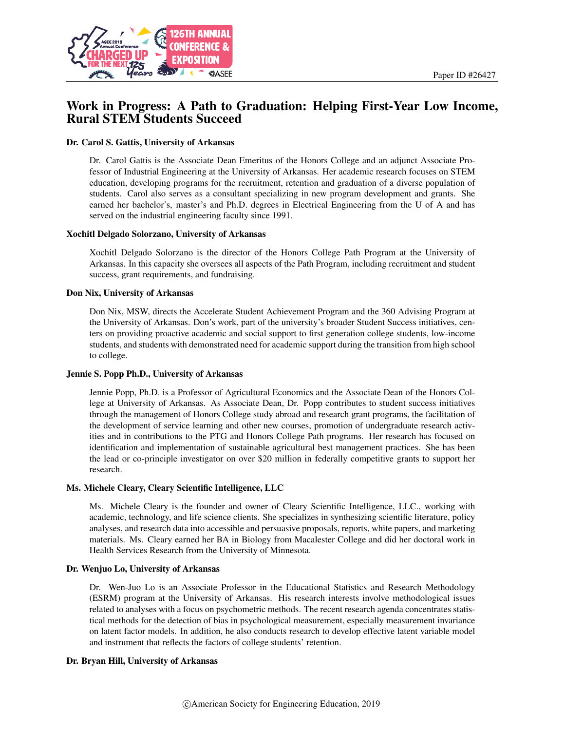Paper ID #26427

# Work in Progress: A Path to Graduation: Helping First-Year Low Income, Rural STEM Students Succeed

**Dr. Carol S. Gattis, University of Arkansas**

Dr. Carol Gattis is the Associate Dean Emeritus of the Honors College and an adjunct Associate Professor of Industrial Engineering at the University of Arkansas. Her academic research focuses on STEM education, developing programs for the recruitment, retention and graduation of a diverse population of students. Carol also serves as a consultant specializing in new program development and grants. She earned her bachelor's, master's and Ph.D. degrees in Electrical Engineering from the U of A and has served on the industrial engineering faculty since 1991.

**Xochitl Delgado Solorzano, University of Arkansas**

Xochitl Delgado Solorzano is the director of the Honors College Path Program at the University of Arkansas. In this capacity she oversees all aspects of the Path Program, including recruitment and student success, grant requirements, and fundraising.

**Don Nix, University of Arkansas**

Don Nix, MSW, directs the Accelerate Student Achievement Program and the 360 Advising Program at the University of Arkansas. Don's work, part of the university's broader Student Success initiatives, centers on providing proactive academic and social support to first generation college students, low-income students, and students with demonstrated need for academic support during the transition from high school to college.

**Jennie S. Popp Ph.D., University of Arkansas**

Jennie Popp, Ph.D. is a Professor of Agricultural Economics and the Associate Dean of the Honors College at University of Arkansas. As Associate Dean, Dr. Popp contributes to student success initiatives through the management of Honors College study abroad and research grant programs, the facilitation of the development of service learning and other new courses, promotion of undergraduate research activities and in contributions to the PTG and Honors College Path programs. Her research has focused on identification and implementation of sustainable agricultural best management practices. She has been the lead or co-principle investigator on over $20 million in federally competitive grants to support her research.

**Ms. Michele Cleary, Cleary Scientific Intelligence, LLC**

Ms. Michele Cleary is the founder and owner of Cleary Scientific Intelligence, LLC., working with academic, technology, and life science clients. She specializes in synthesizing scientific literature, policy analyses, and research data into accessible and persuasive proposals, reports, white papers, and marketing materials. Ms. Cleary earned her BA in Biology from Macalester College and did her doctoral work in Health Services Research from the University of Minnesota.

**Dr. Wenjuo Lo, University of Arkansas**

Dr. Wen-Juo Lo is an Associate Professor in the Educational Statistics and Research Methodology (ESRM) program at the University of Arkansas. His research interests involve methodological issues related to analyses with a focus on psychometric methods. The recent research agenda concentrates statistical methods for the detection of bias in psychological measurement, especially measurement invariance on latent factor models. In addition, he also conducts research to develop effective latent variable model and instrument that reflects the factors of college students' retention.

**Dr. Bryan Hill, University of Arkansas**

©American Society for Engineering Education, 2019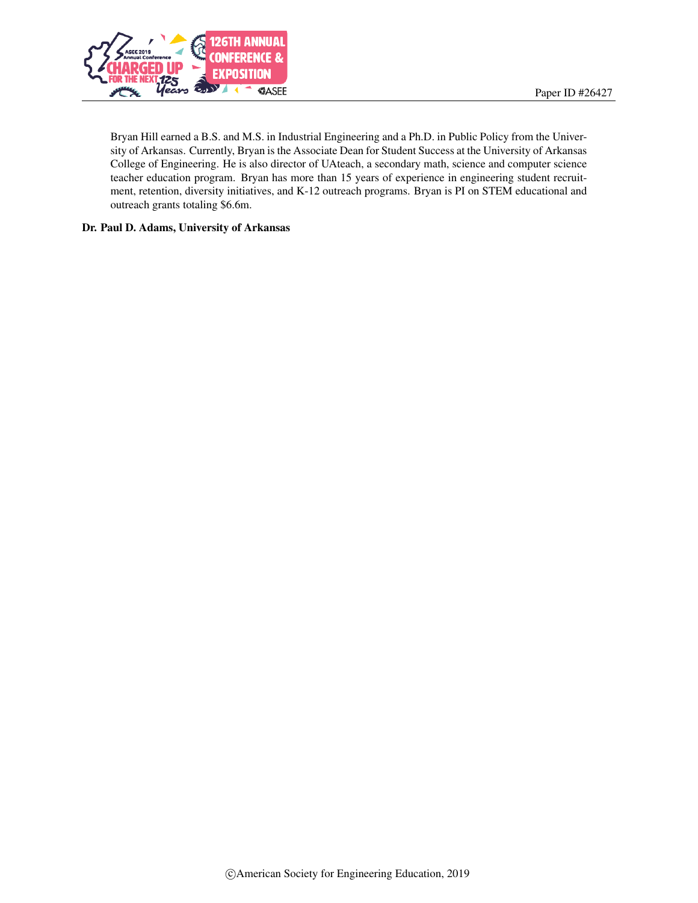Bryan Hill earned a B.S. and M.S. in Industrial Engineering and a Ph.D. in Public Policy from the University of Arkansas. Currently, Bryan is the Associate Dean for Student Success at the University of Arkansas College of Engineering. He is also director of UAteach, a secondary math, science and computer science teacher education program. Bryan has more than 15 years of experience in engineering student recruitment, retention, diversity initiatives, and K-12 outreach programs. Bryan is PI on STEM educational and outreach grants totaling $6.6m.

**Dr. Paul D. Adams, University of Arkansas**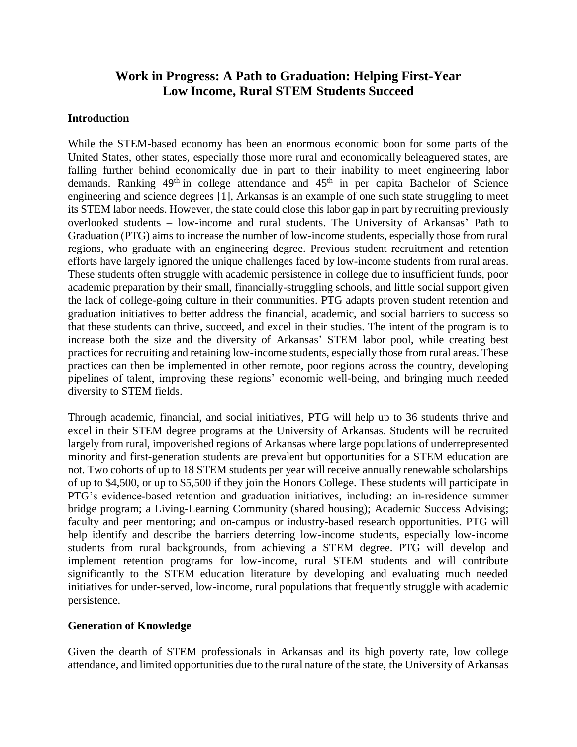# Work in Progress: A Path to Graduation: Helping First-Year Low Income, Rural STEM Students Succeed

## Introduction

While the STEM-based economy has been an enormous economic boon for some parts of the United States, other states, especially those more rural and economically beleaguered states, are falling further behind economically due in part to their inability to meet engineering labor demands. Ranking 49th in college attendance and 45th in per capita Bachelor of Science engineering and science degrees [1], Arkansas is an example of one such state struggling to meet its STEM labor needs. However, the state could close this labor gap in part by recruiting previously overlooked students – low-income and rural students. The University of Arkansas' Path to Graduation (PTG) aims to increase the number of low-income students, especially those from rural regions, who graduate with an engineering degree. Previous student recruitment and retention efforts have largely ignored the unique challenges faced by low-income students from rural areas. These students often struggle with academic persistence in college due to insufficient funds, poor academic preparation by their small, financially-struggling schools, and little social support given the lack of college-going culture in their communities. PTG adapts proven student retention and graduation initiatives to better address the financial, academic, and social barriers to success so that these students can thrive, succeed, and excel in their studies. The intent of the program is to increase both the size and the diversity of Arkansas' STEM labor pool, while creating best practices for recruiting and retaining low-income students, especially those from rural areas. These practices can then be implemented in other remote, poor regions across the country, developing pipelines of talent, improving these regions' economic well-being, and bringing much needed diversity to STEM fields.

Through academic, financial, and social initiatives, PTG will help up to 36 students thrive and excel in their STEM degree programs at the University of Arkansas. Students will be recruited largely from rural, impoverished regions of Arkansas where large populations of underrepresented minority and first-generation students are prevalent but opportunities for a STEM education are not. Two cohorts of up to 18 STEM students per year will receive annually renewable scholarships of up to $4,500, or up to $5,500 if they join the Honors College. These students will participate in PTG's evidence-based retention and graduation initiatives, including: an in-residence summer bridge program; a Living-Learning Community (shared housing); Academic Success Advising; faculty and peer mentoring; and on-campus or industry-based research opportunities. PTG will help identify and describe the barriers deterring low-income students, especially low-income students from rural backgrounds, from achieving a STEM degree. PTG will develop and implement retention programs for low-income, rural STEM students and will contribute significantly to the STEM education literature by developing and evaluating much needed initiatives for under-served, low-income, rural populations that frequently struggle with academic persistence.

## Generation of Knowledge

Given the dearth of STEM professionals in Arkansas and its high poverty rate, low college attendance, and limited opportunities due to the rural nature of the state, the University of Arkansas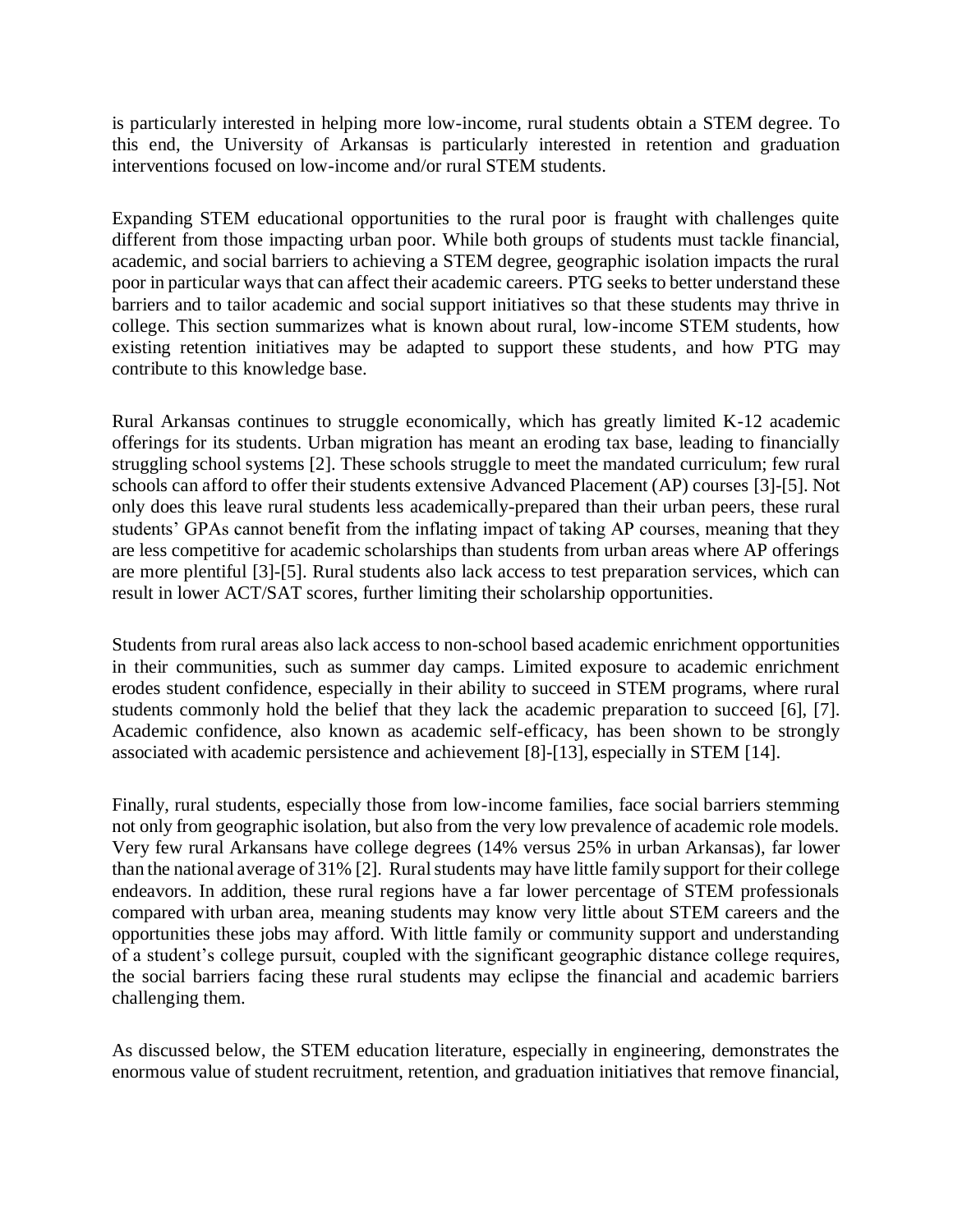is particularly interested in helping more low-income, rural students obtain a STEM degree. To this end, the University of Arkansas is particularly interested in retention and graduation interventions focused on low-income and/or rural STEM students.

Expanding STEM educational opportunities to the rural poor is fraught with challenges quite different from those impacting urban poor. While both groups of students must tackle financial, academic, and social barriers to achieving a STEM degree, geographic isolation impacts the rural poor in particular ways that can affect their academic careers. PTG seeks to better understand these barriers and to tailor academic and social support initiatives so that these students may thrive in college. This section summarizes what is known about rural, low-income STEM students, how existing retention initiatives may be adapted to support these students, and how PTG may contribute to this knowledge base.

Rural Arkansas continues to struggle economically, which has greatly limited K-12 academic offerings for its students. Urban migration has meant an eroding tax base, leading to financially struggling school systems [2]. These schools struggle to meet the mandated curriculum; few rural schools can afford to offer their students extensive Advanced Placement (AP) courses [3]-[5]. Not only does this leave rural students less academically-prepared than their urban peers, these rural students' GPAs cannot benefit from the inflating impact of taking AP courses, meaning that they are less competitive for academic scholarships than students from urban areas where AP offerings are more plentiful [3]-[5]. Rural students also lack access to test preparation services, which can result in lower ACT/SAT scores, further limiting their scholarship opportunities.

Students from rural areas also lack access to non-school based academic enrichment opportunities in their communities, such as summer day camps. Limited exposure to academic enrichment erodes student confidence, especially in their ability to succeed in STEM programs, where rural students commonly hold the belief that they lack the academic preparation to succeed [6], [7]. Academic confidence, also known as academic self-efficacy, has been shown to be strongly associated with academic persistence and achievement [8]-[13], especially in STEM [14].

Finally, rural students, especially those from low-income families, face social barriers stemming not only from geographic isolation, but also from the very low prevalence of academic role models. Very few rural Arkansans have college degrees (14% versus 25% in urban Arkansas), far lower than the national average of 31% [2]. Rural students may have little family support for their college endeavors. In addition, these rural regions have a far lower percentage of STEM professionals compared with urban area, meaning students may know very little about STEM careers and the opportunities these jobs may afford. With little family or community support and understanding of a student's college pursuit, coupled with the significant geographic distance college requires, the social barriers facing these rural students may eclipse the financial and academic barriers challenging them.

As discussed below, the STEM education literature, especially in engineering, demonstrates the enormous value of student recruitment, retention, and graduation initiatives that remove financial,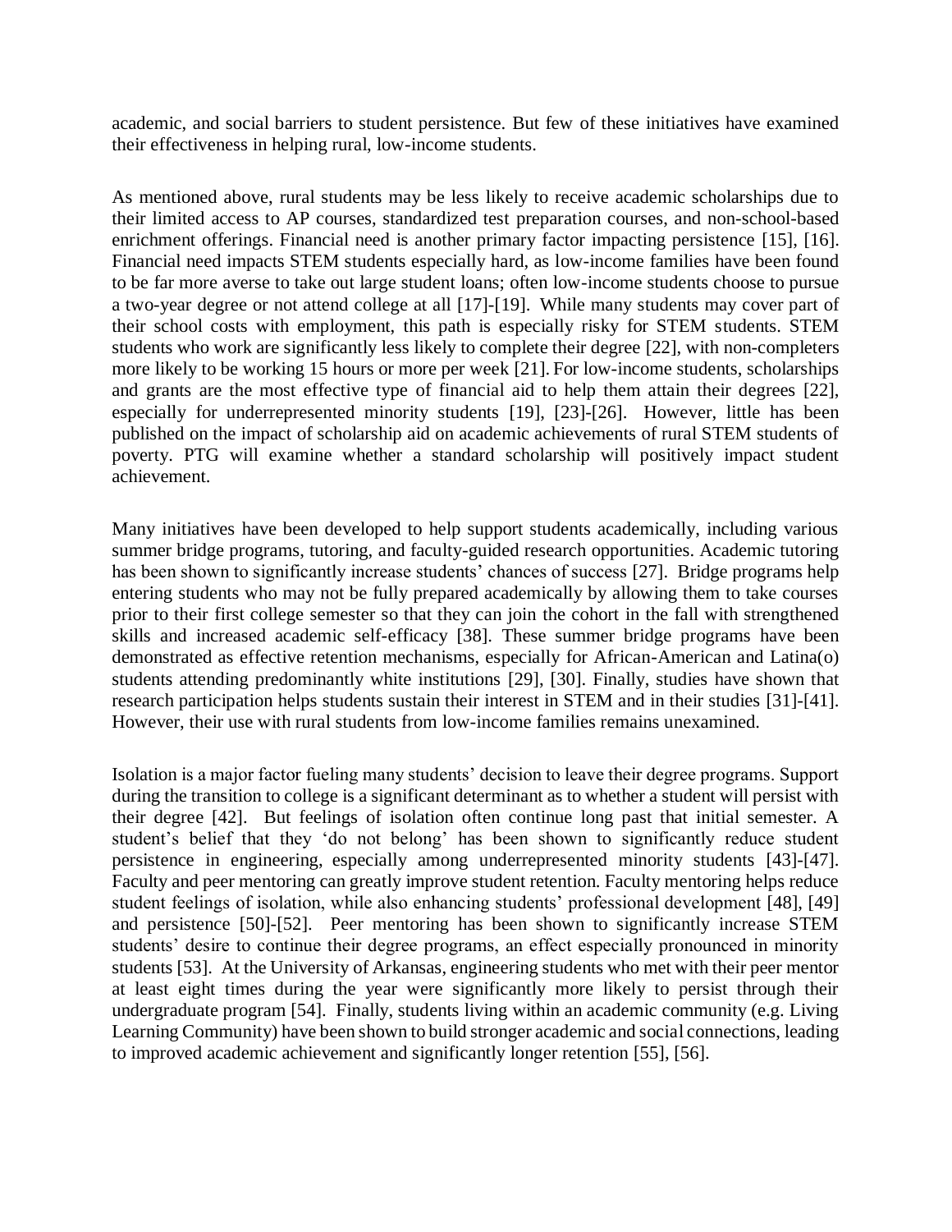academic, and social barriers to student persistence. But few of these initiatives have examined their effectiveness in helping rural, low-income students.

As mentioned above, rural students may be less likely to receive academic scholarships due to their limited access to AP courses, standardized test preparation courses, and non-school-based enrichment offerings. Financial need is another primary factor impacting persistence [15], [16]. Financial need impacts STEM students especially hard, as low-income families have been found to be far more averse to take out large student loans; often low-income students choose to pursue a two-year degree or not attend college at all [17]-[19]. While many students may cover part of their school costs with employment, this path is especially risky for STEM students. STEM students who work are significantly less likely to complete their degree [22], with non-completers more likely to be working 15 hours or more per week [21]. For low-income students, scholarships and grants are the most effective type of financial aid to help them attain their degrees [22], especially for underrepresented minority students [19], [23]-[26]. However, little has been published on the impact of scholarship aid on academic achievements of rural STEM students of poverty. PTG will examine whether a standard scholarship will positively impact student achievement.

Many initiatives have been developed to help support students academically, including various summer bridge programs, tutoring, and faculty-guided research opportunities. Academic tutoring has been shown to significantly increase students' chances of success [27]. Bridge programs help entering students who may not be fully prepared academically by allowing them to take courses prior to their first college semester so that they can join the cohort in the fall with strengthened skills and increased academic self-efficacy [38]. These summer bridge programs have been demonstrated as effective retention mechanisms, especially for African-American and Latina(o) students attending predominantly white institutions [29], [30]. Finally, studies have shown that research participation helps students sustain their interest in STEM and in their studies [31]-[41]. However, their use with rural students from low-income families remains unexamined.

Isolation is a major factor fueling many students' decision to leave their degree programs. Support during the transition to college is a significant determinant as to whether a student will persist with their degree [42]. But feelings of isolation often continue long past that initial semester. A student's belief that they 'do not belong' has been shown to significantly reduce student persistence in engineering, especially among underrepresented minority students [43]-[47]. Faculty and peer mentoring can greatly improve student retention. Faculty mentoring helps reduce student feelings of isolation, while also enhancing students' professional development [48], [49] and persistence [50]-[52]. Peer mentoring has been shown to significantly increase STEM students' desire to continue their degree programs, an effect especially pronounced in minority students [53]. At the University of Arkansas, engineering students who met with their peer mentor at least eight times during the year were significantly more likely to persist through their undergraduate program [54]. Finally, students living within an academic community (e.g. Living Learning Community) have been shown to build stronger academic and social connections, leading to improved academic achievement and significantly longer retention [55], [56].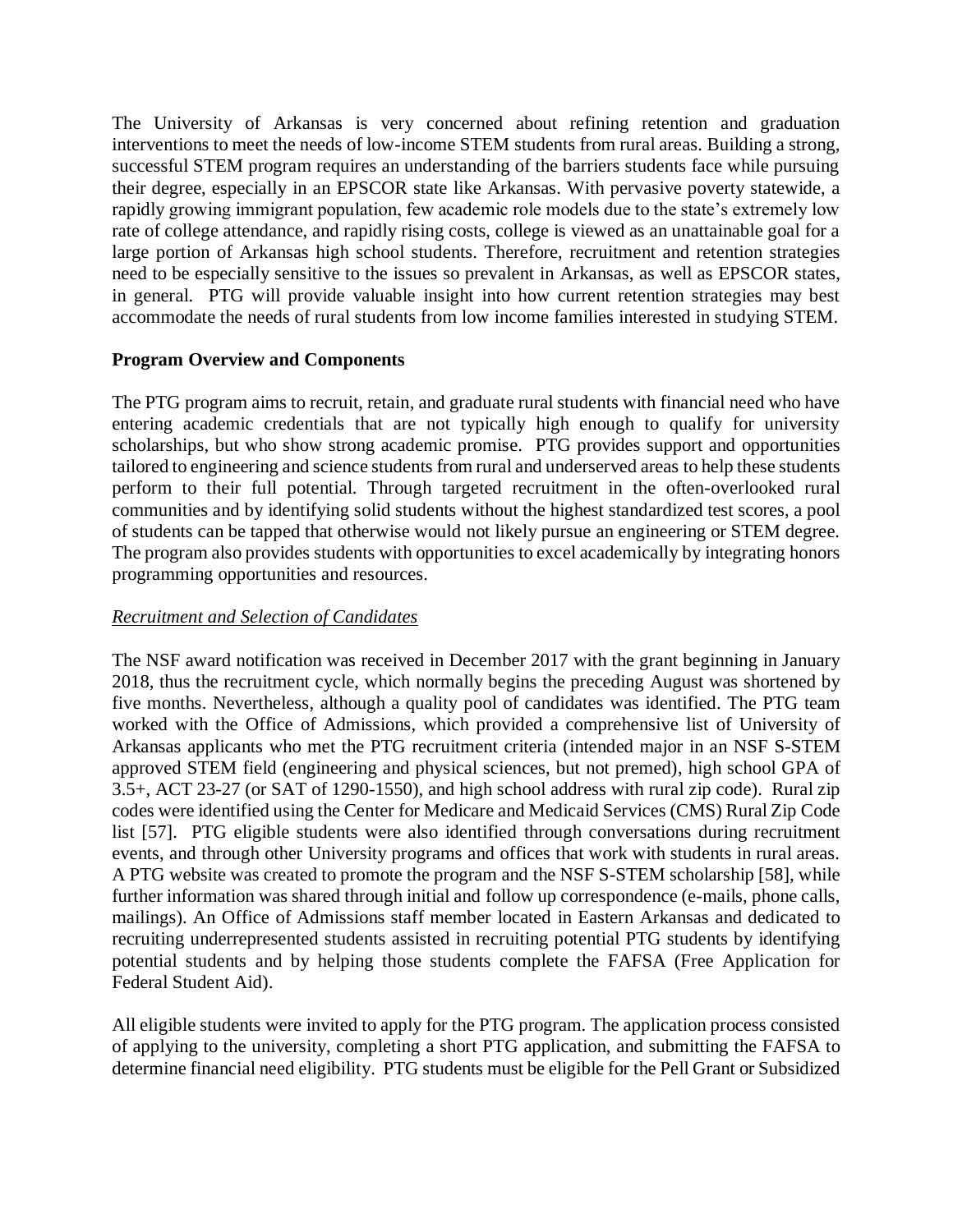The University of Arkansas is very concerned about refining retention and graduation interventions to meet the needs of low-income STEM students from rural areas. Building a strong, successful STEM program requires an understanding of the barriers students face while pursuing their degree, especially in an EPSCOR state like Arkansas. With pervasive poverty statewide, a rapidly growing immigrant population, few academic role models due to the state's extremely low rate of college attendance, and rapidly rising costs, college is viewed as an unattainable goal for a large portion of Arkansas high school students. Therefore, recruitment and retention strategies need to be especially sensitive to the issues so prevalent in Arkansas, as well as EPSCOR states, in general. PTG will provide valuable insight into how current retention strategies may best accommodate the needs of rural students from low income families interested in studying STEM.

**Program Overview and Components**

The PTG program aims to recruit, retain, and graduate rural students with financial need who have entering academic credentials that are not typically high enough to qualify for university scholarships, but who show strong academic promise. PTG provides support and opportunities tailored to engineering and science students from rural and underserved areas to help these students perform to their full potential. Through targeted recruitment in the often-overlooked rural communities and by identifying solid students without the highest standardized test scores, a pool of students can be tapped that otherwise would not likely pursue an engineering or STEM degree. The program also provides students with opportunities to excel academically by integrating honors programming opportunities and resources.

*Recruitment and Selection of Candidates*

The NSF award notification was received in December 2017 with the grant beginning in January 2018, thus the recruitment cycle, which normally begins the preceding August was shortened by five months. Nevertheless, although a quality pool of candidates was identified. The PTG team worked with the Office of Admissions, which provided a comprehensive list of University of Arkansas applicants who met the PTG recruitment criteria (intended major in an NSF S-STEM approved STEM field (engineering and physical sciences, but not premed), high school GPA of 3.5+, ACT 23-27 (or SAT of 1290-1550), and high school address with rural zip code). Rural zip codes were identified using the Center for Medicare and Medicaid Services (CMS) Rural Zip Code list [57]. PTG eligible students were also identified through conversations during recruitment events, and through other University programs and offices that work with students in rural areas. A PTG website was created to promote the program and the NSF S-STEM scholarship [58], while further information was shared through initial and follow up correspondence (e-mails, phone calls, mailings). An Office of Admissions staff member located in Eastern Arkansas and dedicated to recruiting underrepresented students assisted in recruiting potential PTG students by identifying potential students and by helping those students complete the FAFSA (Free Application for Federal Student Aid).

All eligible students were invited to apply for the PTG program. The application process consisted of applying to the university, completing a short PTG application, and submitting the FAFSA to determine financial need eligibility. PTG students must be eligible for the Pell Grant or Subsidized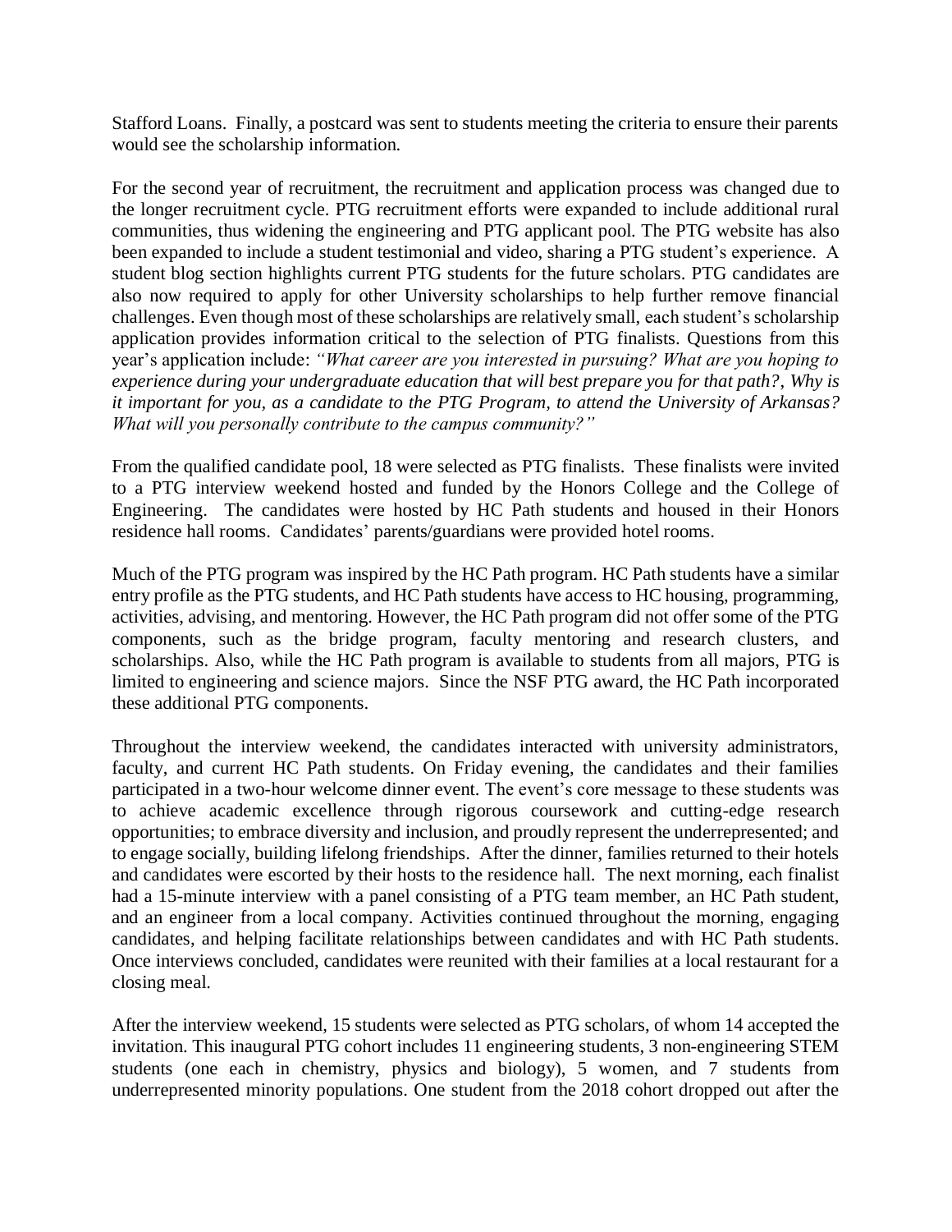Stafford Loans. Finally, a postcard was sent to students meeting the criteria to ensure their parents would see the scholarship information.

For the second year of recruitment, the recruitment and application process was changed due to the longer recruitment cycle. PTG recruitment efforts were expanded to include additional rural communities, thus widening the engineering and PTG applicant pool. The PTG website has also been expanded to include a student testimonial and video, sharing a PTG student's experience. A student blog section highlights current PTG students for the future scholars. PTG candidates are also now required to apply for other University scholarships to help further remove financial challenges. Even though most of these scholarships are relatively small, each student's scholarship application provides information critical to the selection of PTG finalists. Questions from this year's application include: *"What career are you interested in pursuing? What are you hoping to experience during your undergraduate education that will best prepare you for that path?, Why is it important for you, as a candidate to the PTG Program, to attend the University of Arkansas? What will you personally contribute to the campus community?"*

From the qualified candidate pool, 18 were selected as PTG finalists. These finalists were invited to a PTG interview weekend hosted and funded by the Honors College and the College of Engineering. The candidates were hosted by HC Path students and housed in their Honors residence hall rooms. Candidates' parents/guardians were provided hotel rooms.

Much of the PTG program was inspired by the HC Path program. HC Path students have a similar entry profile as the PTG students, and HC Path students have access to HC housing, programming, activities, advising, and mentoring. However, the HC Path program did not offer some of the PTG components, such as the bridge program, faculty mentoring and research clusters, and scholarships. Also, while the HC Path program is available to students from all majors, PTG is limited to engineering and science majors. Since the NSF PTG award, the HC Path incorporated these additional PTG components.

Throughout the interview weekend, the candidates interacted with university administrators, faculty, and current HC Path students. On Friday evening, the candidates and their families participated in a two-hour welcome dinner event. The event's core message to these students was to achieve academic excellence through rigorous coursework and cutting-edge research opportunities; to embrace diversity and inclusion, and proudly represent the underrepresented; and to engage socially, building lifelong friendships. After the dinner, families returned to their hotels and candidates were escorted by their hosts to the residence hall. The next morning, each finalist had a 15-minute interview with a panel consisting of a PTG team member, an HC Path student, and an engineer from a local company. Activities continued throughout the morning, engaging candidates, and helping facilitate relationships between candidates and with HC Path students. Once interviews concluded, candidates were reunited with their families at a local restaurant for a closing meal.

After the interview weekend, 15 students were selected as PTG scholars, of whom 14 accepted the invitation. This inaugural PTG cohort includes 11 engineering students, 3 non-engineering STEM students (one each in chemistry, physics and biology), 5 women, and 7 students from underrepresented minority populations. One student from the 2018 cohort dropped out after the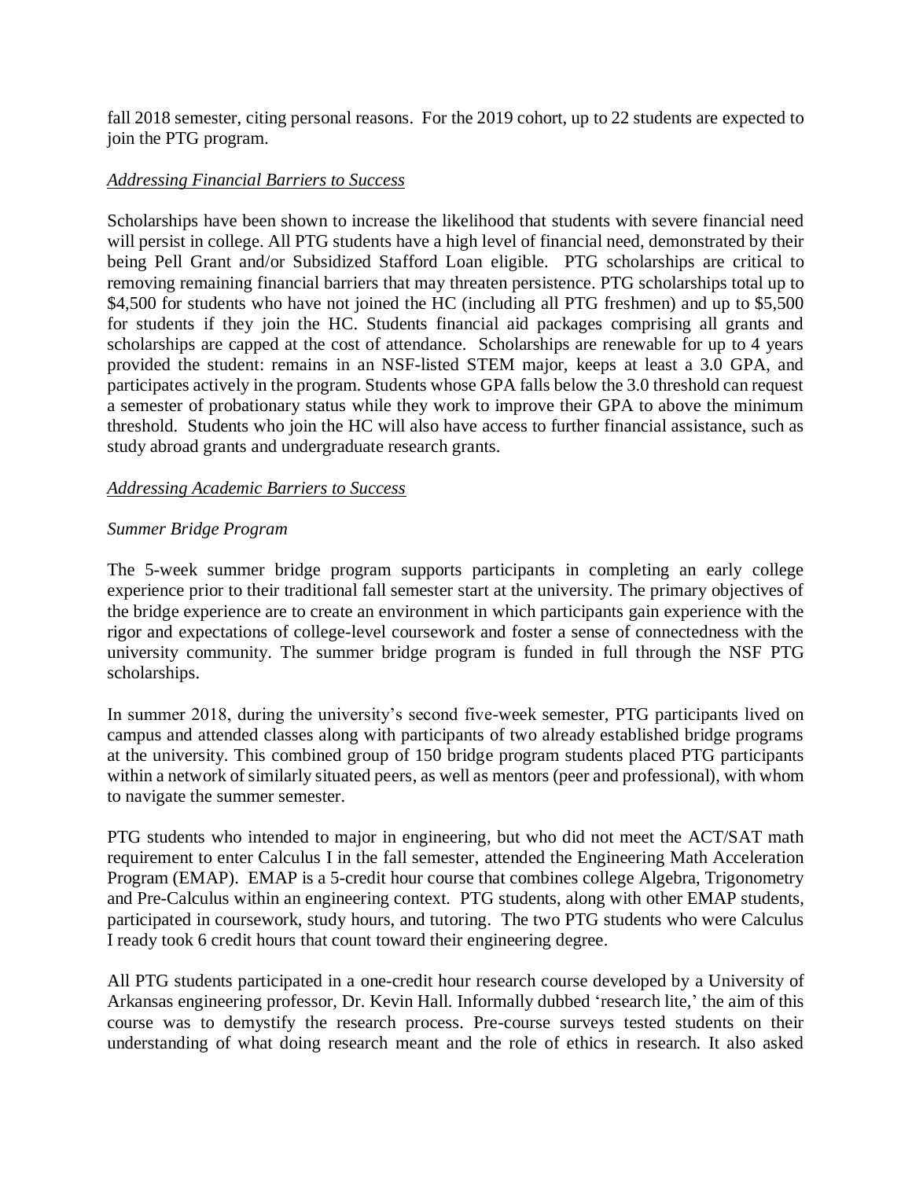fall 2018 semester, citing personal reasons. For the 2019 cohort, up to 22 students are expected to join the PTG program.

*Addressing Financial Barriers to Success*

Scholarships have been shown to increase the likelihood that students with severe financial need will persist in college. All PTG students have a high level of financial need, demonstrated by their being Pell Grant and/or Subsidized Stafford Loan eligible. PTG scholarships are critical to removing remaining financial barriers that may threaten persistence. PTG scholarships total up to $4,500 for students who have not joined the HC (including all PTG freshmen) and up to $5,500 for students if they join the HC. Students financial aid packages comprising all grants and scholarships are capped at the cost of attendance. Scholarships are renewable for up to 4 years provided the student: remains in an NSF-listed STEM major, keeps at least a 3.0 GPA, and participates actively in the program. Students whose GPA falls below the 3.0 threshold can request a semester of probationary status while they work to improve their GPA to above the minimum threshold. Students who join the HC will also have access to further financial assistance, such as study abroad grants and undergraduate research grants.

*Addressing Academic Barriers to Success*

*Summer Bridge Program*

The 5-week summer bridge program supports participants in completing an early college experience prior to their traditional fall semester start at the university. The primary objectives of the bridge experience are to create an environment in which participants gain experience with the rigor and expectations of college-level coursework and foster a sense of connectedness with the university community. The summer bridge program is funded in full through the NSF PTG scholarships.

In summer 2018, during the university's second five-week semester, PTG participants lived on campus and attended classes along with participants of two already established bridge programs at the university. This combined group of 150 bridge program students placed PTG participants within a network of similarly situated peers, as well as mentors (peer and professional), with whom to navigate the summer semester.

PTG students who intended to major in engineering, but who did not meet the ACT/SAT math requirement to enter Calculus I in the fall semester, attended the Engineering Math Acceleration Program (EMAP). EMAP is a 5-credit hour course that combines college Algebra, Trigonometry and Pre-Calculus within an engineering context. PTG students, along with other EMAP students, participated in coursework, study hours, and tutoring. The two PTG students who were Calculus I ready took 6 credit hours that count toward their engineering degree.

All PTG students participated in a one-credit hour research course developed by a University of Arkansas engineering professor, Dr. Kevin Hall. Informally dubbed 'research lite,' the aim of this course was to demystify the research process. Pre-course surveys tested students on their understanding of what doing research meant and the role of ethics in research. It also asked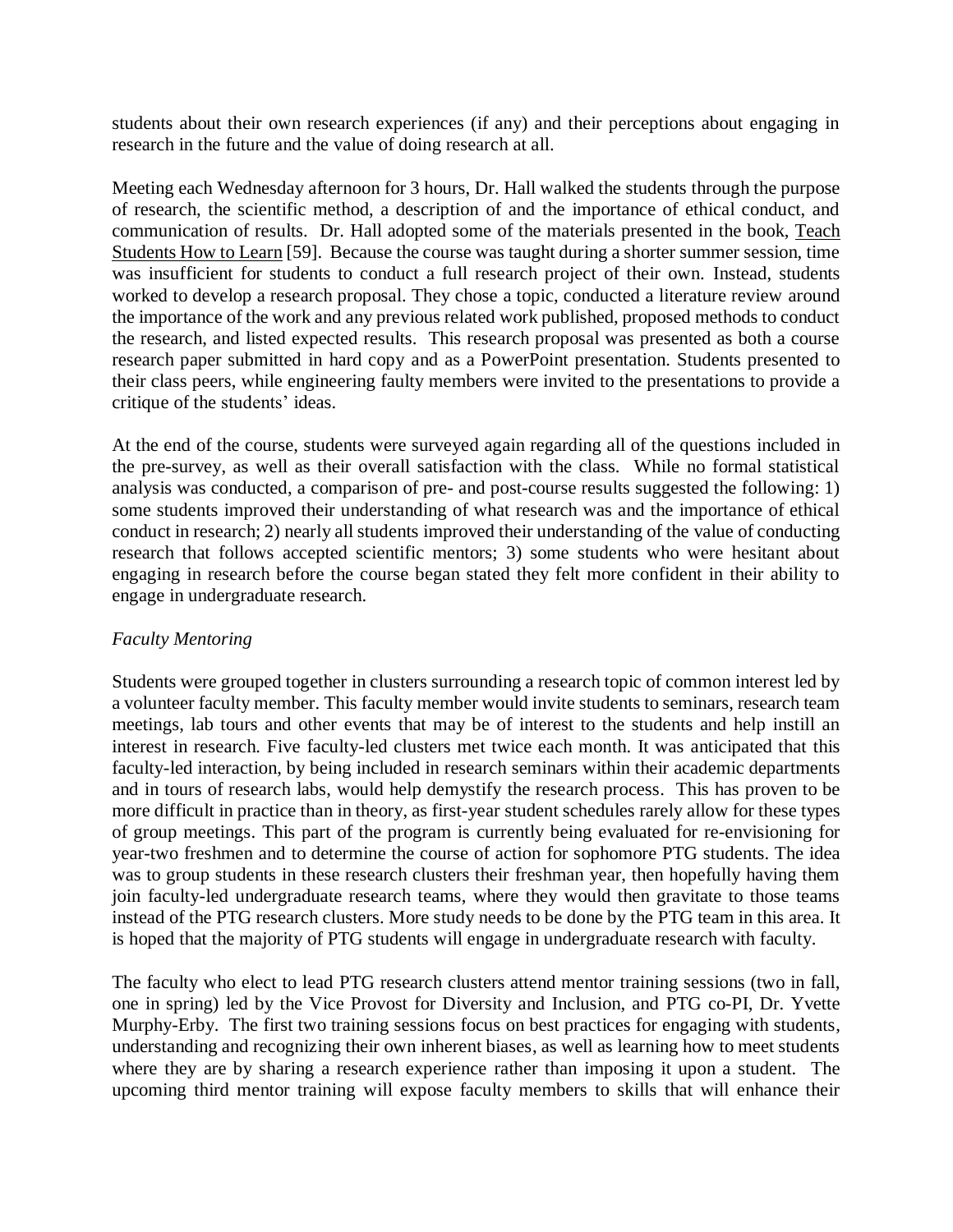students about their own research experiences (if any) and their perceptions about engaging in research in the future and the value of doing research at all.

Meeting each Wednesday afternoon for 3 hours, Dr. Hall walked the students through the purpose of research, the scientific method, a description of and the importance of ethical conduct, and communication of results. Dr. Hall adopted some of the materials presented in the book, Teach Students How to Learn [59]. Because the course was taught during a shorter summer session, time was insufficient for students to conduct a full research project of their own. Instead, students worked to develop a research proposal. They chose a topic, conducted a literature review around the importance of the work and any previous related work published, proposed methods to conduct the research, and listed expected results. This research proposal was presented as both a course research paper submitted in hard copy and as a PowerPoint presentation. Students presented to their class peers, while engineering faulty members were invited to the presentations to provide a critique of the students' ideas.

At the end of the course, students were surveyed again regarding all of the questions included in the pre-survey, as well as their overall satisfaction with the class. While no formal statistical analysis was conducted, a comparison of pre- and post-course results suggested the following: 1) some students improved their understanding of what research was and the importance of ethical conduct in research; 2) nearly all students improved their understanding of the value of conducting research that follows accepted scientific mentors; 3) some students who were hesitant about engaging in research before the course began stated they felt more confident in their ability to engage in undergraduate research.

*Faculty Mentoring*

Students were grouped together in clusters surrounding a research topic of common interest led by a volunteer faculty member. This faculty member would invite students to seminars, research team meetings, lab tours and other events that may be of interest to the students and help instill an interest in research. Five faculty-led clusters met twice each month. It was anticipated that this faculty-led interaction, by being included in research seminars within their academic departments and in tours of research labs, would help demystify the research process. This has proven to be more difficult in practice than in theory, as first-year student schedules rarely allow for these types of group meetings. This part of the program is currently being evaluated for re-envisioning for year-two freshmen and to determine the course of action for sophomore PTG students. The idea was to group students in these research clusters their freshman year, then hopefully having them join faculty-led undergraduate research teams, where they would then gravitate to those teams instead of the PTG research clusters. More study needs to be done by the PTG team in this area. It is hoped that the majority of PTG students will engage in undergraduate research with faculty.

The faculty who elect to lead PTG research clusters attend mentor training sessions (two in fall, one in spring) led by the Vice Provost for Diversity and Inclusion, and PTG co-PI, Dr. Yvette Murphy-Erby. The first two training sessions focus on best practices for engaging with students, understanding and recognizing their own inherent biases, as well as learning how to meet students where they are by sharing a research experience rather than imposing it upon a student. The upcoming third mentor training will expose faculty members to skills that will enhance their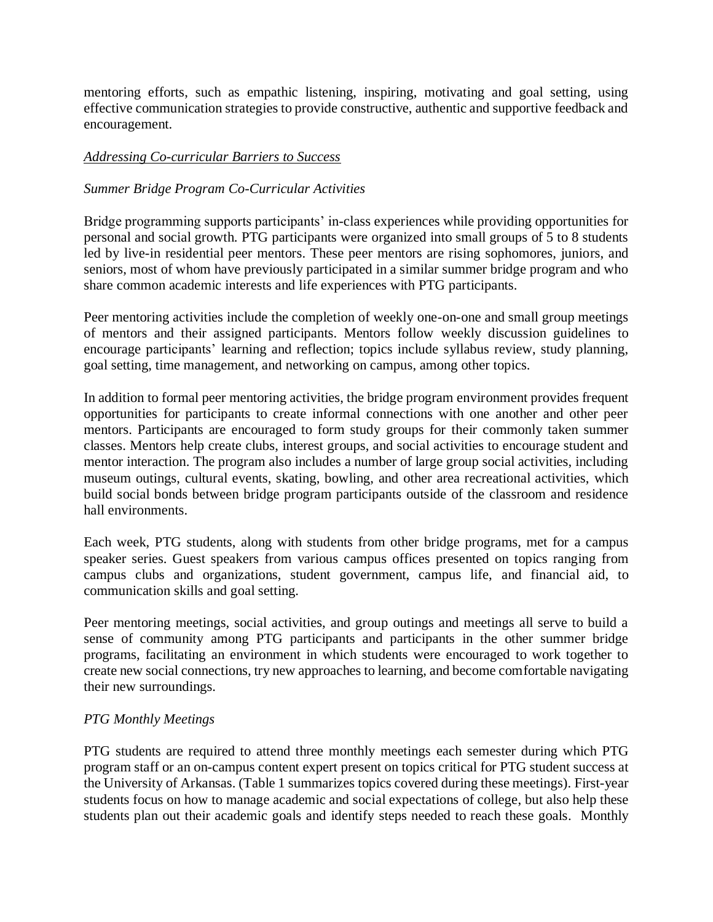mentoring efforts, such as empathic listening, inspiring, motivating and goal setting, using effective communication strategies to provide constructive, authentic and supportive feedback and encouragement.

*Addressing Co-curricular Barriers to Success*

*Summer Bridge Program Co-Curricular Activities*

Bridge programming supports participants' in-class experiences while providing opportunities for personal and social growth. PTG participants were organized into small groups of 5 to 8 students led by live-in residential peer mentors. These peer mentors are rising sophomores, juniors, and seniors, most of whom have previously participated in a similar summer bridge program and who share common academic interests and life experiences with PTG participants.

Peer mentoring activities include the completion of weekly one-on-one and small group meetings of mentors and their assigned participants. Mentors follow weekly discussion guidelines to encourage participants' learning and reflection; topics include syllabus review, study planning, goal setting, time management, and networking on campus, among other topics.

In addition to formal peer mentoring activities, the bridge program environment provides frequent opportunities for participants to create informal connections with one another and other peer mentors. Participants are encouraged to form study groups for their commonly taken summer classes. Mentors help create clubs, interest groups, and social activities to encourage student and mentor interaction. The program also includes a number of large group social activities, including museum outings, cultural events, skating, bowling, and other area recreational activities, which build social bonds between bridge program participants outside of the classroom and residence hall environments.

Each week, PTG students, along with students from other bridge programs, met for a campus speaker series. Guest speakers from various campus offices presented on topics ranging from campus clubs and organizations, student government, campus life, and financial aid, to communication skills and goal setting.

Peer mentoring meetings, social activities, and group outings and meetings all serve to build a sense of community among PTG participants and participants in the other summer bridge programs, facilitating an environment in which students were encouraged to work together to create new social connections, try new approaches to learning, and become comfortable navigating their new surroundings.

*PTG Monthly Meetings*

PTG students are required to attend three monthly meetings each semester during which PTG program staff or an on-campus content expert present on topics critical for PTG student success at the University of Arkansas. (Table 1 summarizes topics covered during these meetings). First-year students focus on how to manage academic and social expectations of college, but also help these students plan out their academic goals and identify steps needed to reach these goals. Monthly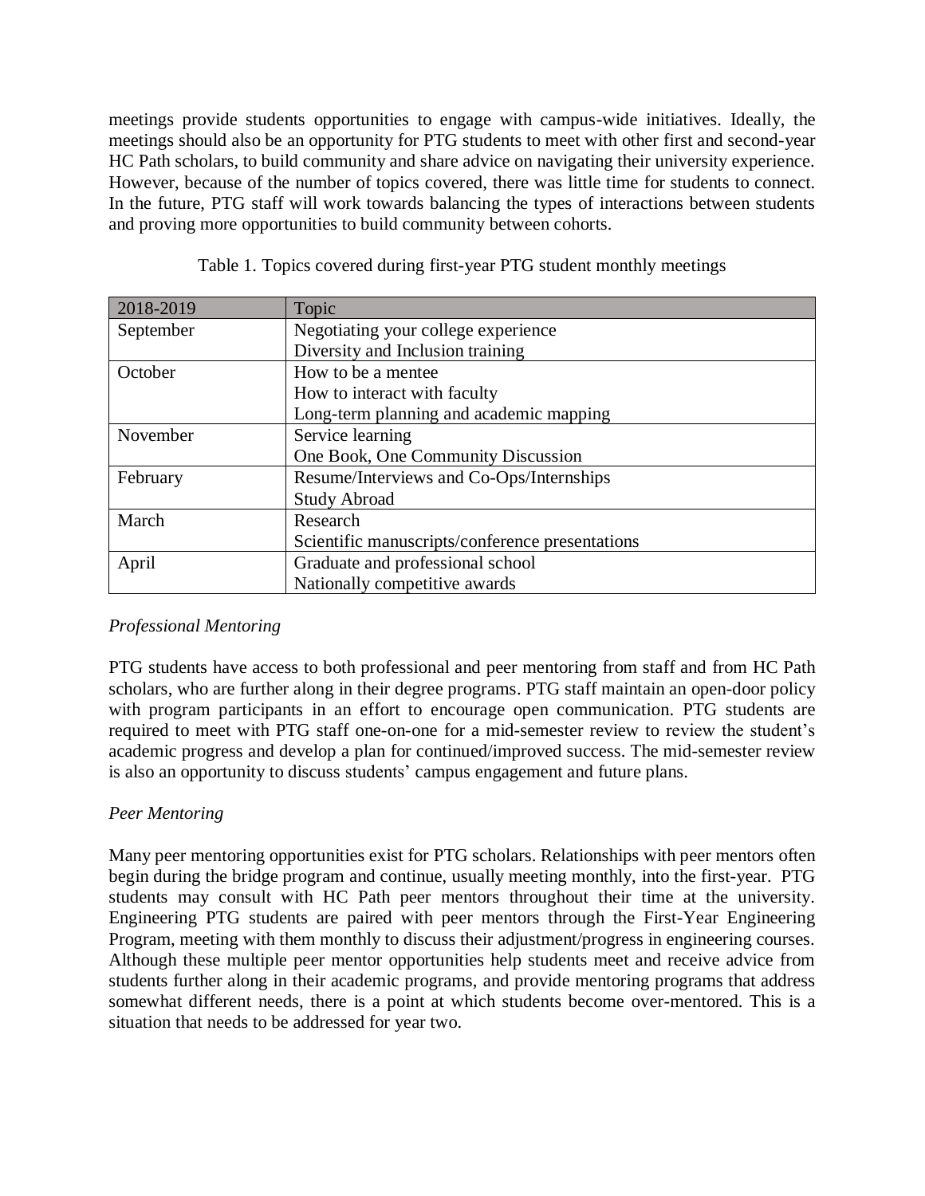meetings provide students opportunities to engage with campus-wide initiatives. Ideally, the meetings should also be an opportunity for PTG students to meet with other first and second-year HC Path scholars, to build community and share advice on navigating their university experience. However, because of the number of topics covered, there was little time for students to connect. In the future, PTG staff will work towards balancing the types of interactions between students and proving more opportunities to build community between cohorts.

Table 1. Topics covered during first-year PTG student monthly meetings

| 2018-2019 | Topic |
|---|---|
| September | Negotiating your college experience<br>Diversity and Inclusion training |
| October | How to be a mentee<br>How to interact with faculty<br>Long-term planning and academic mapping |
| November | Service learning<br>One Book, One Community Discussion |
| February | Resume/Interviews and Co-Ops/Internships<br>Study Abroad |
| March | Research<br>Scientific manuscripts/conference presentations |
| April | Graduate and professional school<br>Nationally competitive awards |

*Professional Mentoring*

PTG students have access to both professional and peer mentoring from staff and from HC Path scholars, who are further along in their degree programs. PTG staff maintain an open-door policy with program participants in an effort to encourage open communication. PTG students are required to meet with PTG staff one-on-one for a mid-semester review to review the student's academic progress and develop a plan for continued/improved success. The mid-semester review is also an opportunity to discuss students' campus engagement and future plans.

*Peer Mentoring*

Many peer mentoring opportunities exist for PTG scholars. Relationships with peer mentors often begin during the bridge program and continue, usually meeting monthly, into the first-year. PTG students may consult with HC Path peer mentors throughout their time at the university. Engineering PTG students are paired with peer mentors through the First-Year Engineering Program, meeting with them monthly to discuss their adjustment/progress in engineering courses. Although these multiple peer mentor opportunities help students meet and receive advice from students further along in their academic programs, and provide mentoring programs that address somewhat different needs, there is a point at which students become over-mentored. This is a situation that needs to be addressed for year two.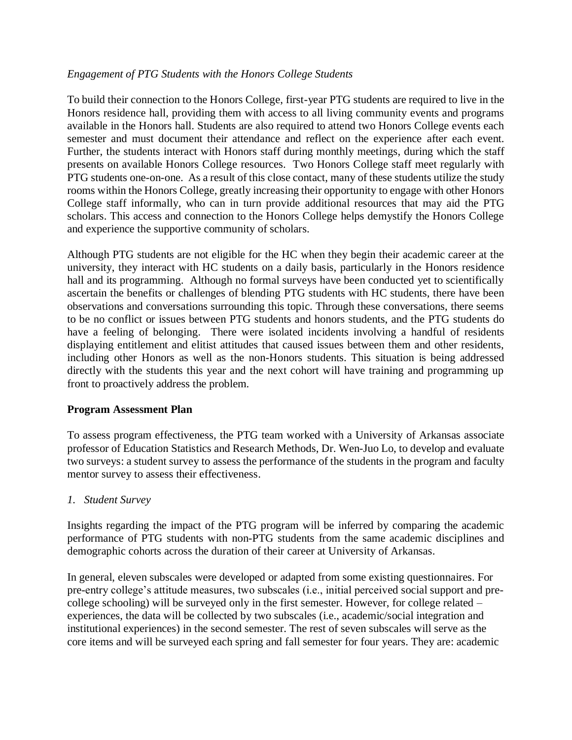*Engagement of PTG Students with the Honors College Students*

To build their connection to the Honors College, first-year PTG students are required to live in the Honors residence hall, providing them with access to all living community events and programs available in the Honors hall. Students are also required to attend two Honors College events each semester and must document their attendance and reflect on the experience after each event. Further, the students interact with Honors staff during monthly meetings, during which the staff presents on available Honors College resources. Two Honors College staff meet regularly with PTG students one-on-one. As a result of this close contact, many of these students utilize the study rooms within the Honors College, greatly increasing their opportunity to engage with other Honors College staff informally, who can in turn provide additional resources that may aid the PTG scholars. This access and connection to the Honors College helps demystify the Honors College and experience the supportive community of scholars.

Although PTG students are not eligible for the HC when they begin their academic career at the university, they interact with HC students on a daily basis, particularly in the Honors residence hall and its programming. Although no formal surveys have been conducted yet to scientifically ascertain the benefits or challenges of blending PTG students with HC students, there have been observations and conversations surrounding this topic. Through these conversations, there seems to be no conflict or issues between PTG students and honors students, and the PTG students do have a feeling of belonging. There were isolated incidents involving a handful of residents displaying entitlement and elitist attitudes that caused issues between them and other residents, including other Honors as well as the non-Honors students. This situation is being addressed directly with the students this year and the next cohort will have training and programming up front to proactively address the problem.

**Program Assessment Plan**

To assess program effectiveness, the PTG team worked with a University of Arkansas associate professor of Education Statistics and Research Methods, Dr. Wen-Juo Lo, to develop and evaluate two surveys: a student survey to assess the performance of the students in the program and faculty mentor survey to assess their effectiveness.

*1. Student Survey*

Insights regarding the impact of the PTG program will be inferred by comparing the academic performance of PTG students with non-PTG students from the same academic disciplines and demographic cohorts across the duration of their career at University of Arkansas.

In general, eleven subscales were developed or adapted from some existing questionnaires. For pre-entry college's attitude measures, two subscales (i.e., initial perceived social support and pre-college schooling) will be surveyed only in the first semester. However, for college related – experiences, the data will be collected by two subscales (i.e., academic/social integration and institutional experiences) in the second semester. The rest of seven subscales will serve as the core items and will be surveyed each spring and fall semester for four years. They are: academic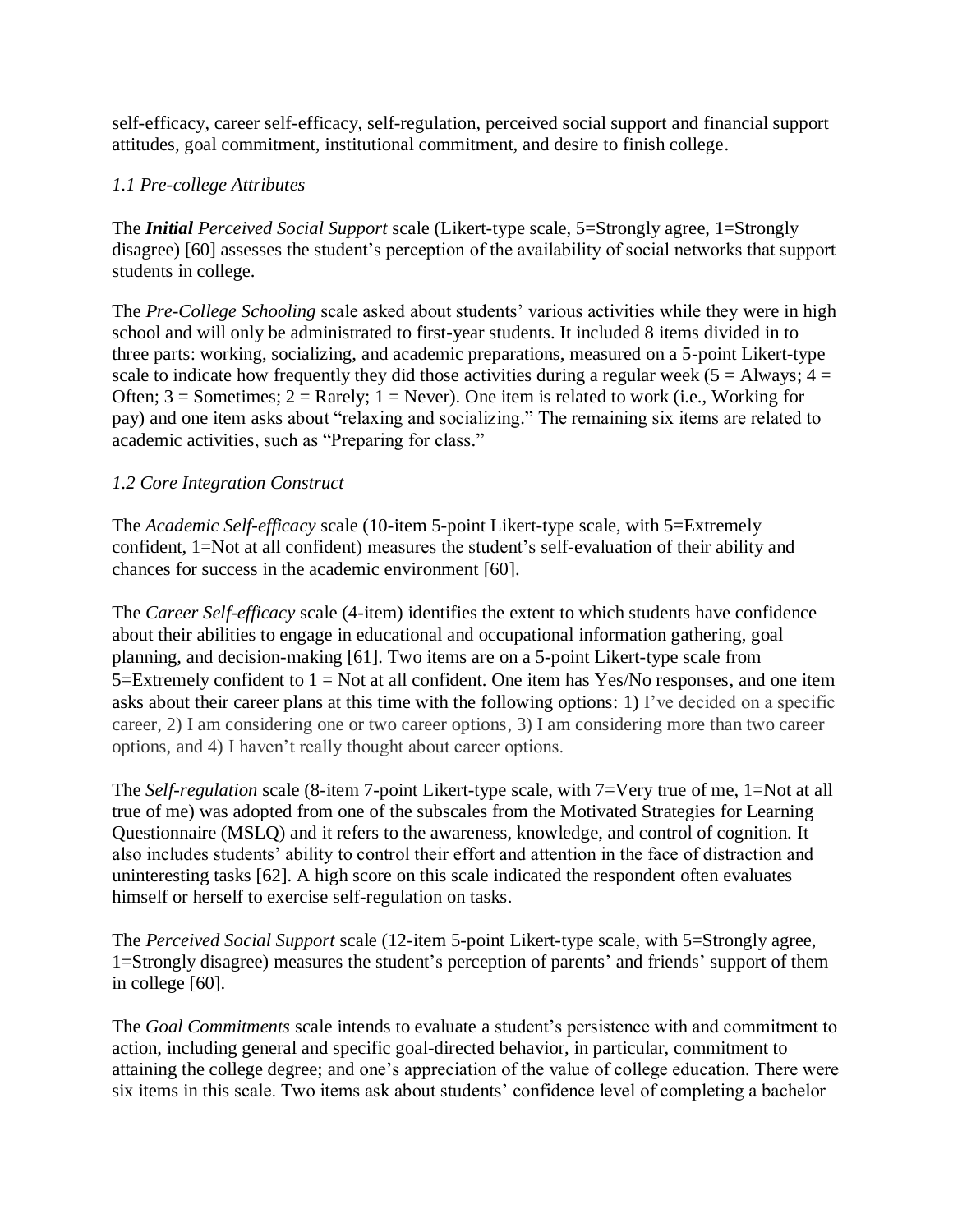self-efficacy, career self-efficacy, self-regulation, perceived social support and financial support attitudes, goal commitment, institutional commitment, and desire to finish college.

*1.1 Pre-college Attributes*

The ***Initial*** *Perceived Social Support* scale (Likert-type scale, 5=Strongly agree, 1=Strongly disagree) [60] assesses the student's perception of the availability of social networks that support students in college.

The *Pre-College Schooling* scale asked about students' various activities while they were in high school and will only be administrated to first-year students. It included 8 items divided in to three parts: working, socializing, and academic preparations, measured on a 5-point Likert-type scale to indicate how frequently they did those activities during a regular week (5 = Always; 4 = Often; 3 = Sometimes; 2 = Rarely; 1 = Never). One item is related to work (i.e., Working for pay) and one item asks about "relaxing and socializing." The remaining six items are related to academic activities, such as "Preparing for class."

*1.2 Core Integration Construct*

The *Academic Self-efficacy* scale (10-item 5-point Likert-type scale, with 5=Extremely confident, 1=Not at all confident) measures the student's self-evaluation of their ability and chances for success in the academic environment [60].

The *Career Self-efficacy* scale (4-item) identifies the extent to which students have confidence about their abilities to engage in educational and occupational information gathering, goal planning, and decision-making [61]. Two items are on a 5-point Likert-type scale from 5=Extremely confident to 1 = Not at all confident. One item has Yes/No responses, and one item asks about their career plans at this time with the following options: 1) I've decided on a specific career, 2) I am considering one or two career options, 3) I am considering more than two career options, and 4) I haven't really thought about career options.

The *Self-regulation* scale (8-item 7-point Likert-type scale, with 7=Very true of me, 1=Not at all true of me) was adopted from one of the subscales from the Motivated Strategies for Learning Questionnaire (MSLQ) and it refers to the awareness, knowledge, and control of cognition. It also includes students' ability to control their effort and attention in the face of distraction and uninteresting tasks [62]. A high score on this scale indicated the respondent often evaluates himself or herself to exercise self-regulation on tasks.

The *Perceived Social Support* scale (12-item 5-point Likert-type scale, with 5=Strongly agree, 1=Strongly disagree) measures the student's perception of parents' and friends' support of them in college [60].

The *Goal Commitments* scale intends to evaluate a student's persistence with and commitment to action, including general and specific goal-directed behavior, in particular, commitment to attaining the college degree; and one's appreciation of the value of college education. There were six items in this scale. Two items ask about students' confidence level of completing a bachelor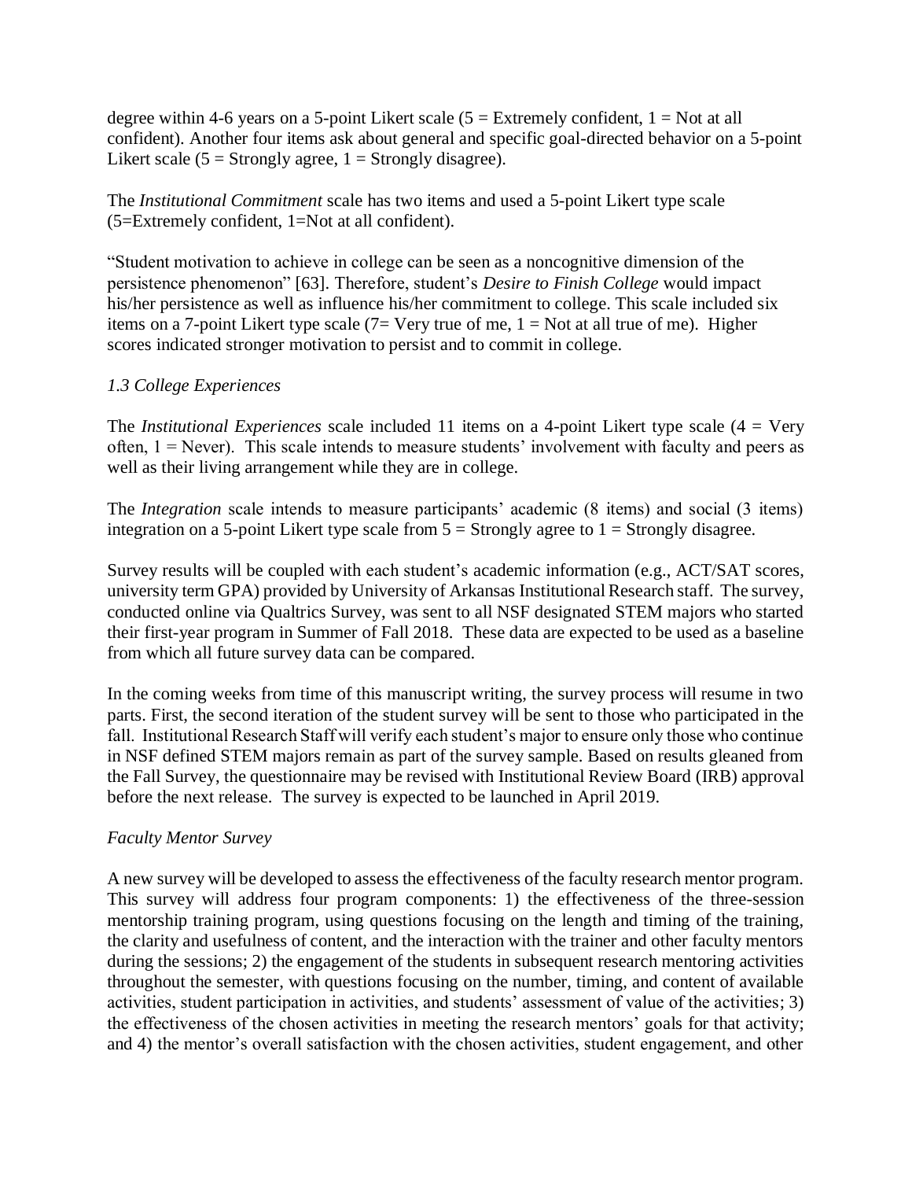degree within 4-6 years on a 5-point Likert scale (5 = Extremely confident, 1 = Not at all confident). Another four items ask about general and specific goal-directed behavior on a 5-point Likert scale (5 = Strongly agree, 1 = Strongly disagree).

The *Institutional Commitment* scale has two items and used a 5-point Likert type scale (5=Extremely confident, 1=Not at all confident).

"Student motivation to achieve in college can be seen as a noncognitive dimension of the persistence phenomenon" [63]. Therefore, student's *Desire to Finish College* would impact his/her persistence as well as influence his/her commitment to college. This scale included six items on a 7-point Likert type scale (7= Very true of me, 1 = Not at all true of me). Higher scores indicated stronger motivation to persist and to commit in college.

*1.3 College Experiences*

The *Institutional Experiences* scale included 11 items on a 4-point Likert type scale (4 = Very often, 1 = Never). This scale intends to measure students' involvement with faculty and peers as well as their living arrangement while they are in college.

The *Integration* scale intends to measure participants' academic (8 items) and social (3 items) integration on a 5-point Likert type scale from 5 = Strongly agree to 1 = Strongly disagree.

Survey results will be coupled with each student's academic information (e.g., ACT/SAT scores, university term GPA) provided by University of Arkansas Institutional Research staff. The survey, conducted online via Qualtrics Survey, was sent to all NSF designated STEM majors who started their first-year program in Summer of Fall 2018. These data are expected to be used as a baseline from which all future survey data can be compared.

In the coming weeks from time of this manuscript writing, the survey process will resume in two parts. First, the second iteration of the student survey will be sent to those who participated in the fall. Institutional Research Staff will verify each student's major to ensure only those who continue in NSF defined STEM majors remain as part of the survey sample. Based on results gleaned from the Fall Survey, the questionnaire may be revised with Institutional Review Board (IRB) approval before the next release. The survey is expected to be launched in April 2019.

*Faculty Mentor Survey*

A new survey will be developed to assess the effectiveness of the faculty research mentor program. This survey will address four program components: 1) the effectiveness of the three-session mentorship training program, using questions focusing on the length and timing of the training, the clarity and usefulness of content, and the interaction with the trainer and other faculty mentors during the sessions; 2) the engagement of the students in subsequent research mentoring activities throughout the semester, with questions focusing on the number, timing, and content of available activities, student participation in activities, and students' assessment of value of the activities; 3) the effectiveness of the chosen activities in meeting the research mentors' goals for that activity; and 4) the mentor's overall satisfaction with the chosen activities, student engagement, and other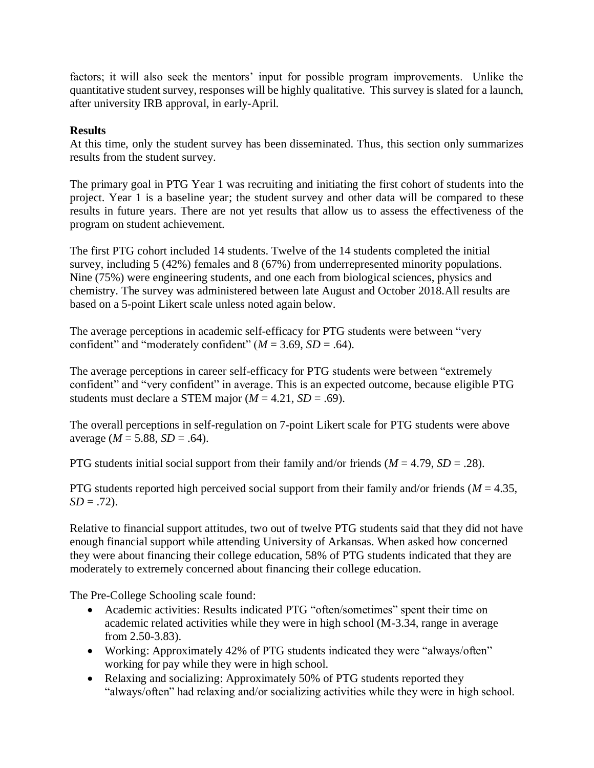factors; it will also seek the mentors' input for possible program improvements. Unlike the quantitative student survey, responses will be highly qualitative. This survey is slated for a launch, after university IRB approval, in early-April.

**Results**

At this time, only the student survey has been disseminated. Thus, this section only summarizes results from the student survey.

The primary goal in PTG Year 1 was recruiting and initiating the first cohort of students into the project. Year 1 is a baseline year; the student survey and other data will be compared to these results in future years. There are not yet results that allow us to assess the effectiveness of the program on student achievement.

The first PTG cohort included 14 students. Twelve of the 14 students completed the initial survey, including 5 (42%) females and 8 (67%) from underrepresented minority populations. Nine (75%) were engineering students, and one each from biological sciences, physics and chemistry. The survey was administered between late August and October 2018.All results are based on a 5-point Likert scale unless noted again below.

The average perceptions in academic self-efficacy for PTG students were between "very confident" and "moderately confident" ($M$ = 3.69, $SD$ = .64).

The average perceptions in career self-efficacy for PTG students were between "extremely confident" and "very confident" in average. This is an expected outcome, because eligible PTG students must declare a STEM major ($M$ = 4.21, $SD$ = .69).

The overall perceptions in self-regulation on 7-point Likert scale for PTG students were above average ($M$ = 5.88, $SD$ = .64).

PTG students initial social support from their family and/or friends ($M$ = 4.79, $SD$ = .28).

PTG students reported high perceived social support from their family and/or friends ($M$ = 4.35, $SD$ = .72).

Relative to financial support attitudes, two out of twelve PTG students said that they did not have enough financial support while attending University of Arkansas. When asked how concerned they were about financing their college education, 58% of PTG students indicated that they are moderately to extremely concerned about financing their college education.

The Pre-College Schooling scale found:

- Academic activities: Results indicated PTG "often/sometimes" spent their time on academic related activities while they were in high school (M-3.34, range in average from 2.50-3.83).
- Working: Approximately 42% of PTG students indicated they were "always/often" working for pay while they were in high school.
- Relaxing and socializing: Approximately 50% of PTG students reported they "always/often" had relaxing and/or socializing activities while they were in high school.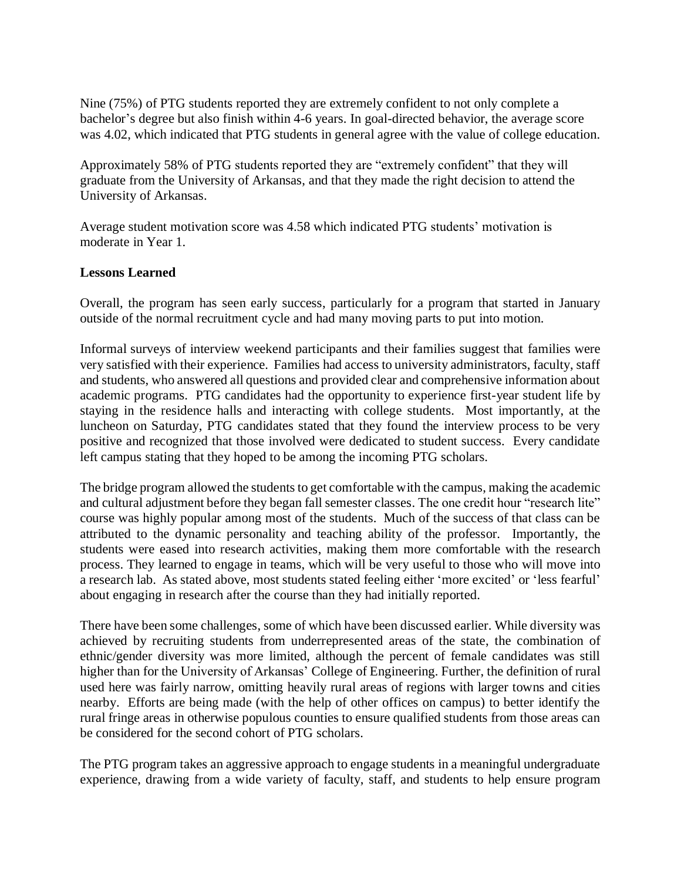Nine (75%) of PTG students reported they are extremely confident to not only complete a bachelor's degree but also finish within 4-6 years. In goal-directed behavior, the average score was 4.02, which indicated that PTG students in general agree with the value of college education.

Approximately 58% of PTG students reported they are "extremely confident" that they will graduate from the University of Arkansas, and that they made the right decision to attend the University of Arkansas.

Average student motivation score was 4.58 which indicated PTG students' motivation is moderate in Year 1.

**Lessons Learned**

Overall, the program has seen early success, particularly for a program that started in January outside of the normal recruitment cycle and had many moving parts to put into motion.

Informal surveys of interview weekend participants and their families suggest that families were very satisfied with their experience. Families had access to university administrators, faculty, staff and students, who answered all questions and provided clear and comprehensive information about academic programs. PTG candidates had the opportunity to experience first-year student life by staying in the residence halls and interacting with college students. Most importantly, at the luncheon on Saturday, PTG candidates stated that they found the interview process to be very positive and recognized that those involved were dedicated to student success. Every candidate left campus stating that they hoped to be among the incoming PTG scholars.

The bridge program allowed the students to get comfortable with the campus, making the academic and cultural adjustment before they began fall semester classes. The one credit hour "research lite" course was highly popular among most of the students. Much of the success of that class can be attributed to the dynamic personality and teaching ability of the professor. Importantly, the students were eased into research activities, making them more comfortable with the research process. They learned to engage in teams, which will be very useful to those who will move into a research lab. As stated above, most students stated feeling either 'more excited' or 'less fearful' about engaging in research after the course than they had initially reported.

There have been some challenges, some of which have been discussed earlier. While diversity was achieved by recruiting students from underrepresented areas of the state, the combination of ethnic/gender diversity was more limited, although the percent of female candidates was still higher than for the University of Arkansas' College of Engineering. Further, the definition of rural used here was fairly narrow, omitting heavily rural areas of regions with larger towns and cities nearby. Efforts are being made (with the help of other offices on campus) to better identify the rural fringe areas in otherwise populous counties to ensure qualified students from those areas can be considered for the second cohort of PTG scholars.

The PTG program takes an aggressive approach to engage students in a meaningful undergraduate experience, drawing from a wide variety of faculty, staff, and students to help ensure program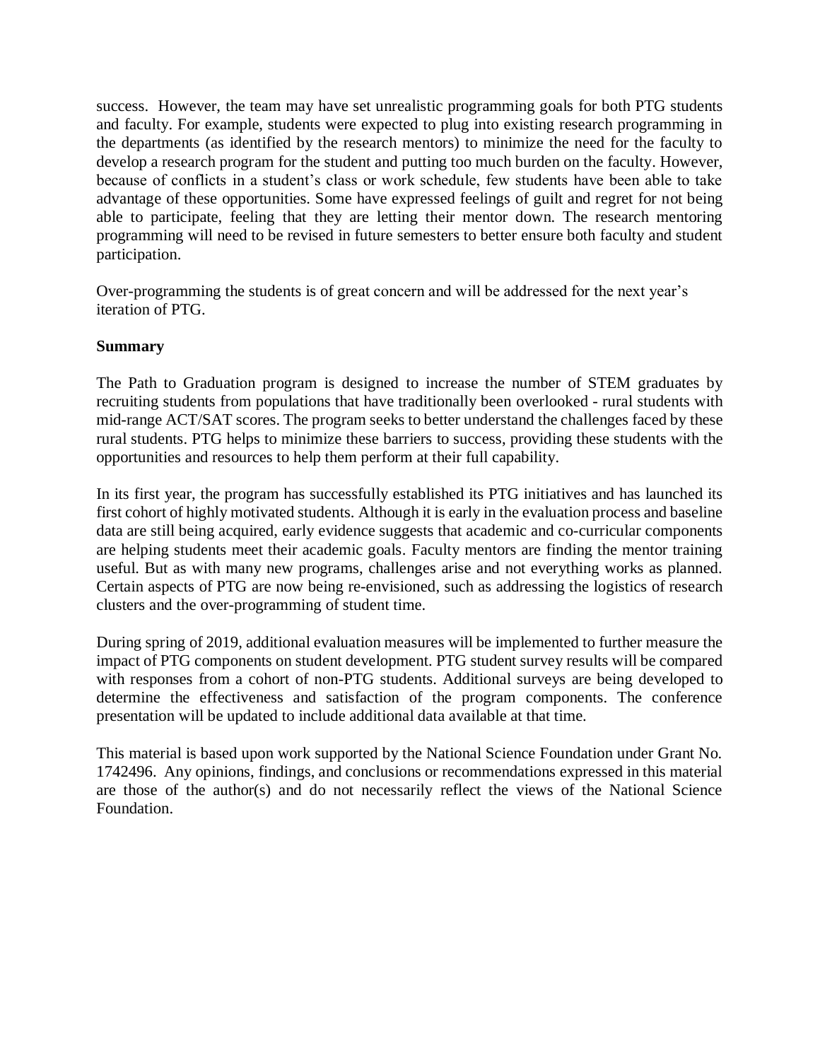success. However, the team may have set unrealistic programming goals for both PTG students and faculty. For example, students were expected to plug into existing research programming in the departments (as identified by the research mentors) to minimize the need for the faculty to develop a research program for the student and putting too much burden on the faculty. However, because of conflicts in a student's class or work schedule, few students have been able to take advantage of these opportunities. Some have expressed feelings of guilt and regret for not being able to participate, feeling that they are letting their mentor down. The research mentoring programming will need to be revised in future semesters to better ensure both faculty and student participation.

Over-programming the students is of great concern and will be addressed for the next year's iteration of PTG.

**Summary**

The Path to Graduation program is designed to increase the number of STEM graduates by recruiting students from populations that have traditionally been overlooked - rural students with mid-range ACT/SAT scores. The program seeks to better understand the challenges faced by these rural students. PTG helps to minimize these barriers to success, providing these students with the opportunities and resources to help them perform at their full capability.

In its first year, the program has successfully established its PTG initiatives and has launched its first cohort of highly motivated students. Although it is early in the evaluation process and baseline data are still being acquired, early evidence suggests that academic and co-curricular components are helping students meet their academic goals. Faculty mentors are finding the mentor training useful. But as with many new programs, challenges arise and not everything works as planned. Certain aspects of PTG are now being re-envisioned, such as addressing the logistics of research clusters and the over-programming of student time.

During spring of 2019, additional evaluation measures will be implemented to further measure the impact of PTG components on student development. PTG student survey results will be compared with responses from a cohort of non-PTG students. Additional surveys are being developed to determine the effectiveness and satisfaction of the program components. The conference presentation will be updated to include additional data available at that time.

This material is based upon work supported by the National Science Foundation under Grant No. 1742496. Any opinions, findings, and conclusions or recommendations expressed in this material are those of the author(s) and do not necessarily reflect the views of the National Science Foundation.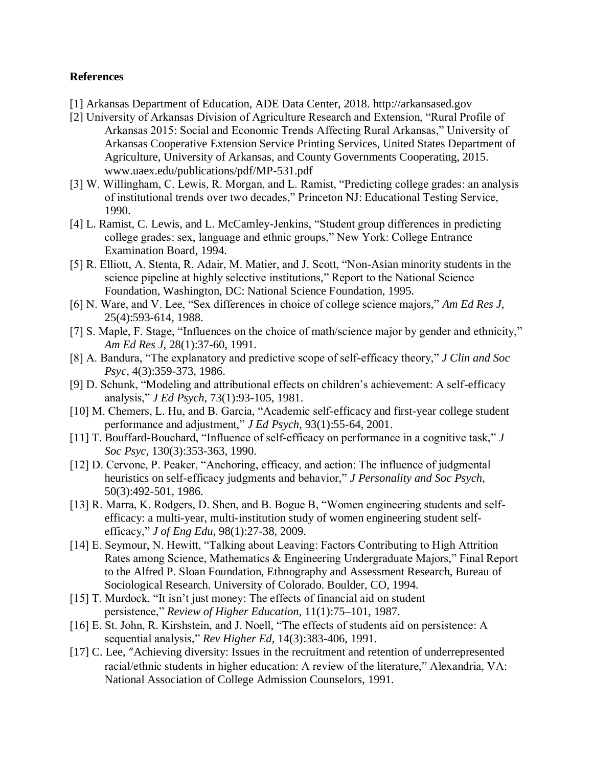**References**

[1] Arkansas Department of Education, ADE Data Center, 2018. http://arkansased.gov

[2] University of Arkansas Division of Agriculture Research and Extension, "Rural Profile of Arkansas 2015: Social and Economic Trends Affecting Rural Arkansas," University of Arkansas Cooperative Extension Service Printing Services, United States Department of Agriculture, University of Arkansas, and County Governments Cooperating, 2015. www.uaex.edu/publications/pdf/MP-531.pdf

[3] W. Willingham, C. Lewis, R. Morgan, and L. Ramist, "Predicting college grades: an analysis of institutional trends over two decades," Princeton NJ: Educational Testing Service, 1990.

[4] L. Ramist, C. Lewis, and L. McCamley-Jenkins, "Student group differences in predicting college grades: sex, language and ethnic groups," New York: College Entrance Examination Board, 1994.

[5] R. Elliott, A. Stenta, R. Adair, M. Matier, and J. Scott, "Non-Asian minority students in the science pipeline at highly selective institutions," Report to the National Science Foundation, Washington, DC: National Science Foundation, 1995.

[6] N. Ware, and V. Lee, "Sex differences in choice of college science majors," *Am Ed Res J*, 25(4):593-614, 1988.

[7] S. Maple, F. Stage, "Influences on the choice of math/science major by gender and ethnicity," *Am Ed Res J*, 28(1):37-60, 1991.

[8] A. Bandura, "The explanatory and predictive scope of self-efficacy theory," *J Clin and Soc Psyc,* 4(3):359-373, 1986.

[9] D. Schunk, "Modeling and attributional effects on children's achievement: A self-efficacy analysis," *J Ed Psych*, 73(1):93-105, 1981.

[10] M. Chemers, L. Hu, and B. Garcia, "Academic self-efficacy and first-year college student performance and adjustment," *J Ed Psych,* 93(1):55-64, 2001.

[11] T. Bouffard-Bouchard, "Influence of self-efficacy on performance in a cognitive task," *J Soc Psyc,* 130(3):353-363, 1990.

[12] D. Cervone, P. Peaker, "Anchoring, efficacy, and action: The influence of judgmental heuristics on self-efficacy judgments and behavior," *J Personality and Soc Psych,* 50(3):492-501, 1986.

[13] R. Marra, K. Rodgers, D. Shen, and B. Bogue B, "Women engineering students and self-efficacy: a multi-year, multi-institution study of women engineering student self-efficacy," *J of Eng Edu,* 98(1):27-38, 2009.

[14] E. Seymour, N. Hewitt, "Talking about Leaving: Factors Contributing to High Attrition Rates among Science, Mathematics & Engineering Undergraduate Majors," Final Report to the Alfred P. Sloan Foundation, Ethnography and Assessment Research, Bureau of Sociological Research. University of Colorado. Boulder, CO, 1994.

[15] T. Murdock, "It isn't just money: The effects of financial aid on student persistence," *Review of Higher Education,* 11(1):75–101, 1987.

[16] E. St. John, R. Kirshstein, and J. Noell, "The effects of students aid on persistence: A sequential analysis," *Rev Higher Ed,* 14(3):383-406, 1991.

[17] C. Lee, "Achieving diversity: Issues in the recruitment and retention of underrepresented racial/ethnic students in higher education: A review of the literature," Alexandria, VA: National Association of College Admission Counselors, 1991.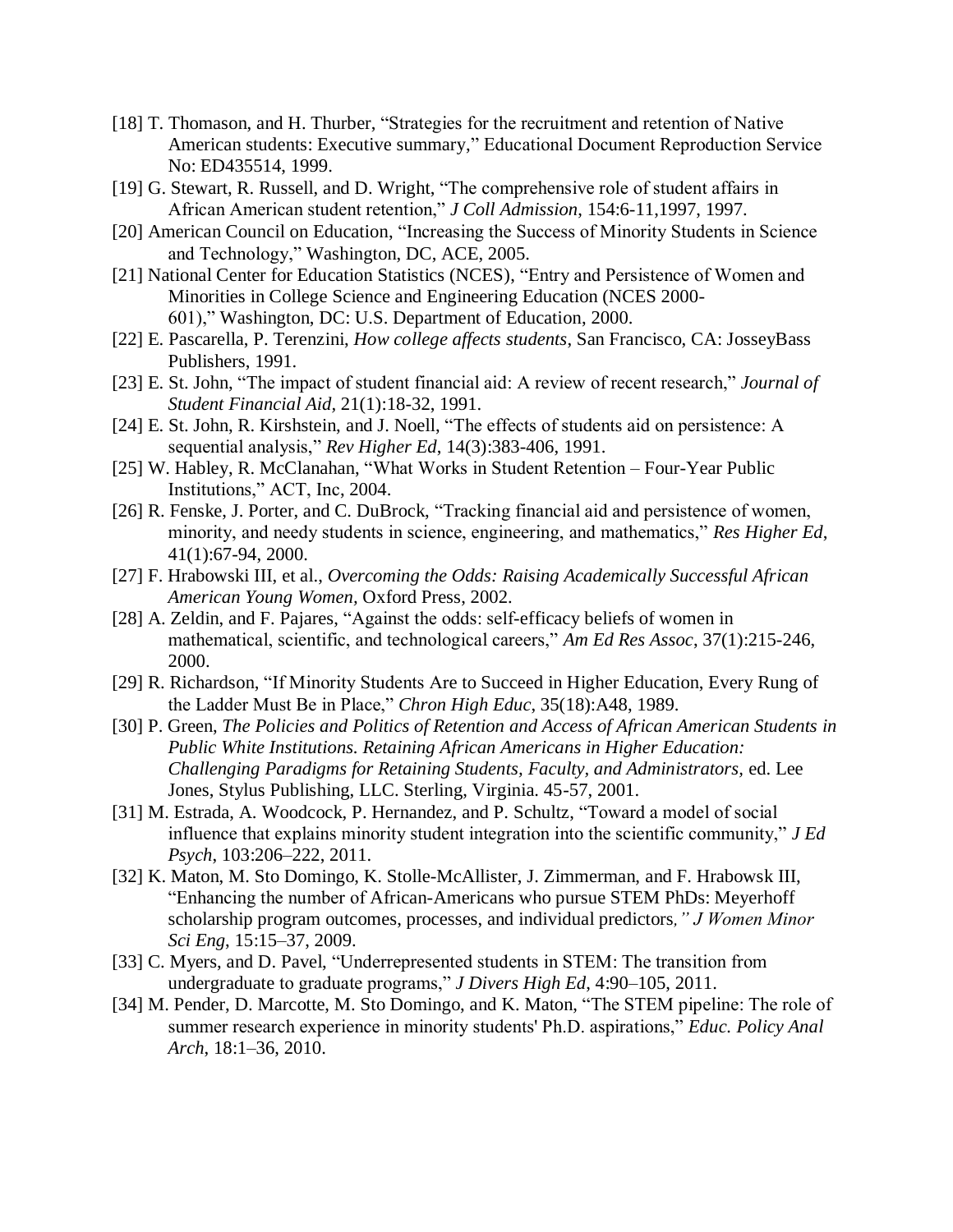[18] T. Thomason, and H. Thurber, "Strategies for the recruitment and retention of Native American students: Executive summary," Educational Document Reproduction Service No: ED435514, 1999.

[19] G. Stewart, R. Russell, and D. Wright, "The comprehensive role of student affairs in African American student retention," *J Coll Admission*, 154:6-11,1997, 1997.

[20] American Council on Education, "Increasing the Success of Minority Students in Science and Technology," Washington, DC, ACE, 2005.

[21] National Center for Education Statistics (NCES), "Entry and Persistence of Women and Minorities in College Science and Engineering Education (NCES 2000-601)," Washington, DC: U.S. Department of Education, 2000.

[22] E. Pascarella, P. Terenzini, *How college affects students*, San Francisco, CA: JosseyBass Publishers, 1991.

[23] E. St. John, "The impact of student financial aid: A review of recent research," *Journal of Student Financial Aid*, 21(1):18-32, 1991.

[24] E. St. John, R. Kirshstein, and J. Noell, "The effects of students aid on persistence: A sequential analysis," *Rev Higher Ed*, 14(3):383-406, 1991.

[25] W. Habley, R. McClanahan, "What Works in Student Retention – Four-Year Public Institutions," ACT, Inc, 2004.

[26] R. Fenske, J. Porter, and C. DuBrock, "Tracking financial aid and persistence of women, minority, and needy students in science, engineering, and mathematics," *Res Higher Ed*, 41(1):67-94, 2000.

[27] F. Hrabowski III, et al., *Overcoming the Odds: Raising Academically Successful African American Young Women,* Oxford Press, 2002.

[28] A. Zeldin, and F. Pajares, "Against the odds: self-efficacy beliefs of women in mathematical, scientific, and technological careers," *Am Ed Res Assoc*, 37(1):215-246, 2000.

[29] R. Richardson, "If Minority Students Are to Succeed in Higher Education, Every Rung of the Ladder Must Be in Place," *Chron High Educ*, 35(18):A48, 1989.

[30] P. Green, *The Policies and Politics of Retention and Access of African American Students in Public White Institutions. Retaining African Americans in Higher Education: Challenging Paradigms for Retaining Students, Faculty, and Administrators,* ed. Lee Jones, Stylus Publishing, LLC. Sterling, Virginia. 45-57, 2001.

[31] M. Estrada, A. Woodcock, P. Hernandez, and P. Schultz, "Toward a model of social influence that explains minority student integration into the scientific community," *J Ed Psych*, 103:206–222, 2011.

[32] K. Maton, M. Sto Domingo, K. Stolle-McAllister, J. Zimmerman, and F. Hrabowsk III, "Enhancing the number of African-Americans who pursue STEM PhDs: Meyerhoff scholarship program outcomes, processes, and individual predictors*," J Women Minor Sci Eng*, 15:15–37, 2009.

[33] C. Myers, and D. Pavel, "Underrepresented students in STEM: The transition from undergraduate to graduate programs," *J Divers High Ed*, 4:90–105, 2011.

[34] M. Pender, D. Marcotte, M. Sto Domingo, and K. Maton, "The STEM pipeline: The role of summer research experience in minority students' Ph.D. aspirations," *Educ. Policy Anal Arch*, 18:1–36, 2010.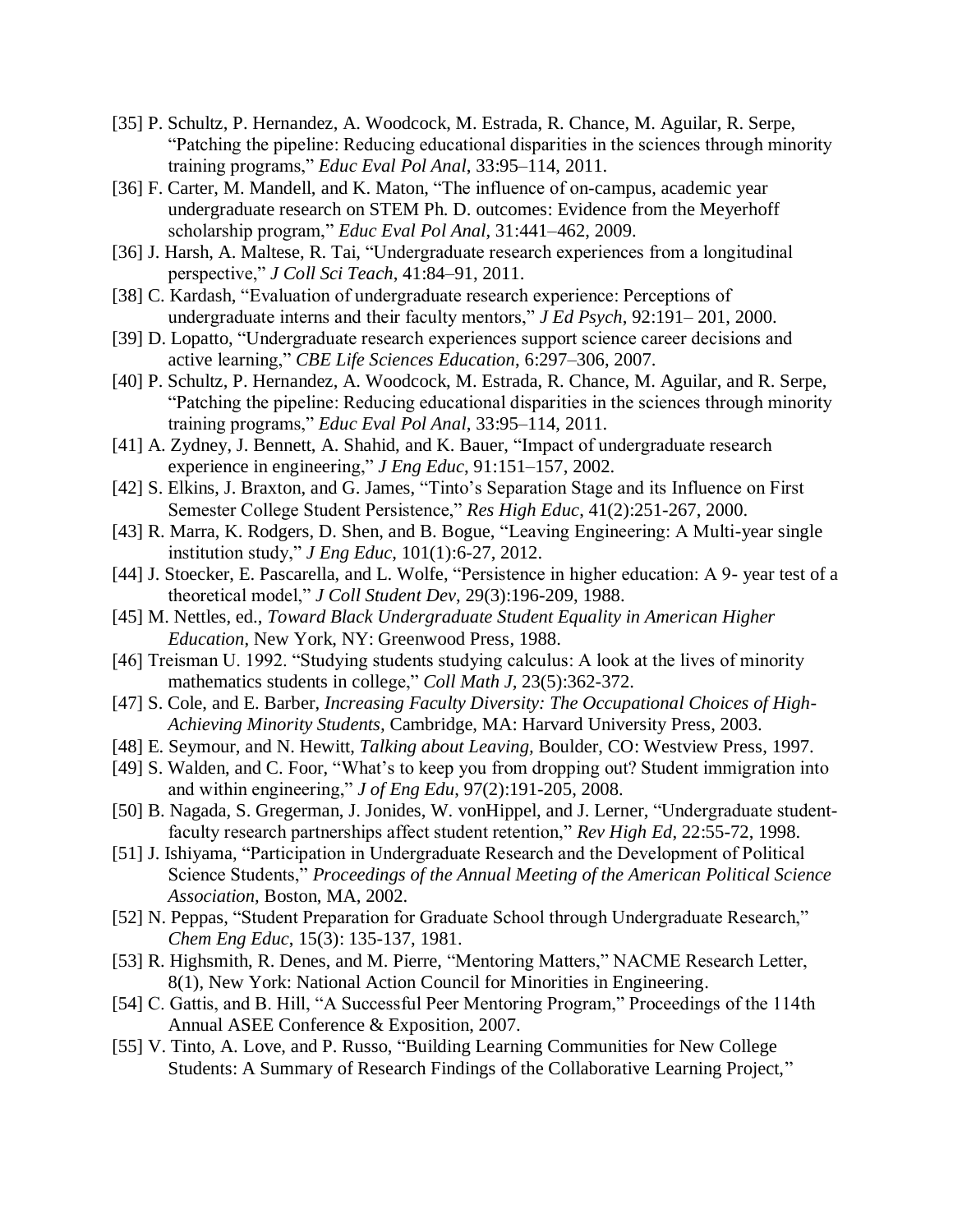[35] P. Schultz, P. Hernandez, A. Woodcock, M. Estrada, R. Chance, M. Aguilar, R. Serpe, “Patching the pipeline: Reducing educational disparities in the sciences through minority training programs,” *Educ Eval Pol Anal*, 33:95–114, 2011.

[36] F. Carter, M. Mandell, and K. Maton, “The influence of on-campus, academic year undergraduate research on STEM Ph. D. outcomes: Evidence from the Meyerhoff scholarship program,” *Educ Eval Pol Anal*, 31:441–462, 2009.

[36] J. Harsh, A. Maltese, R. Tai, “Undergraduate research experiences from a longitudinal perspective,” *J Coll Sci Teach*, 41:84–91, 2011.

[38] C. Kardash, “Evaluation of undergraduate research experience: Perceptions of undergraduate interns and their faculty mentors,” *J Ed Psych*, 92:191– 201, 2000.

[39] D. Lopatto, “Undergraduate research experiences support science career decisions and active learning,” *CBE Life Sciences Education*, 6:297–306, 2007.

[40] P. Schultz, P. Hernandez, A. Woodcock, M. Estrada, R. Chance, M. Aguilar, and R. Serpe, “Patching the pipeline: Reducing educational disparities in the sciences through minority training programs,” *Educ Eval Pol Anal*, 33:95–114, 2011.

[41] A. Zydney, J. Bennett, A. Shahid, and K. Bauer, “Impact of undergraduate research experience in engineering,” *J Eng Educ*, 91:151–157, 2002.

[42] S. Elkins, J. Braxton, and G. James, “Tinto’s Separation Stage and its Influence on First Semester College Student Persistence,” *Res High Educ*, 41(2):251-267, 2000.

[43] R. Marra, K. Rodgers, D. Shen, and B. Bogue, “Leaving Engineering: A Multi-year single institution study,” *J Eng Educ*, 101(1):6-27, 2012.

[44] J. Stoecker, E. Pascarella, and L. Wolfe, “Persistence in higher education: A 9- year test of a theoretical model,” *J Coll Student Dev*, 29(3):196-209, 1988.

[45] M. Nettles, ed., *Toward Black Undergraduate Student Equality in American Higher Education*, New York, NY: Greenwood Press, 1988.

[46] Treisman U. 1992. “Studying students studying calculus: A look at the lives of minority mathematics students in college,” *Coll Math J*, 23(5):362-372.

[47] S. Cole, and E. Barber, *Increasing Faculty Diversity: The Occupational Choices of High-Achieving Minority Students*, Cambridge, MA: Harvard University Press, 2003.

[48] E. Seymour, and N. Hewitt, *Talking about Leaving*, Boulder, CO: Westview Press, 1997.

[49] S. Walden, and C. Foor, “What’s to keep you from dropping out? Student immigration into and within engineering,” *J of Eng Edu*, 97(2):191-205, 2008.

[50] B. Nagada, S. Gregerman, J. Jonides, W. vonHippel, and J. Lerner, “Undergraduate student-faculty research partnerships affect student retention,” *Rev High Ed*, 22:55-72, 1998.

[51] J. Ishiyama, “Participation in Undergraduate Research and the Development of Political Science Students,” *Proceedings of the Annual Meeting of the American Political Science Association*, Boston, MA, 2002.

[52] N. Peppas, “Student Preparation for Graduate School through Undergraduate Research,” *Chem Eng Educ*, 15(3): 135-137, 1981.

[53] R. Highsmith, R. Denes, and M. Pierre, “Mentoring Matters,” NACME Research Letter, 8(1), New York: National Action Council for Minorities in Engineering.

[54] C. Gattis, and B. Hill, “A Successful Peer Mentoring Program,” Proceedings of the 114th Annual ASEE Conference & Exposition, 2007.

[55] V. Tinto, A. Love, and P. Russo, “Building Learning Communities for New College Students: A Summary of Research Findings of the Collaborative Learning Project,”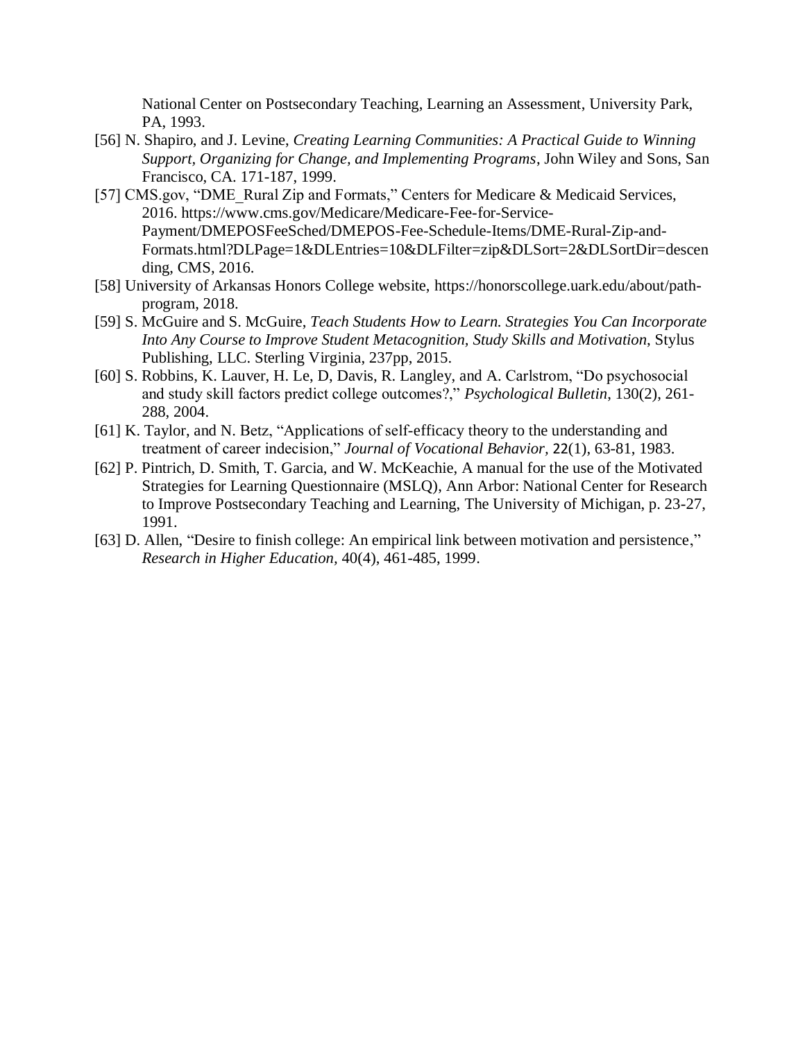National Center on Postsecondary Teaching, Learning an Assessment, University Park, PA, 1993.

[56] N. Shapiro, and J. Levine, *Creating Learning Communities: A Practical Guide to Winning Support, Organizing for Change, and Implementing Programs*, John Wiley and Sons, San Francisco, CA. 171-187, 1999.

[57] CMS.gov, "DME_Rural Zip and Formats," Centers for Medicare & Medicaid Services, 2016. https://www.cms.gov/Medicare/Medicare-Fee-for-Service-Payment/DMEPOSFeeSched/DMEPOS-Fee-Schedule-Items/DME-Rural-Zip-and-Formats.html?DLPage=1&DLEntries=10&DLFilter=zip&DLSort=2&DLSortDir=descending, CMS, 2016.

[58] University of Arkansas Honors College website, https://honorscollege.uark.edu/about/path-program, 2018.

[59] S. McGuire and S. McGuire, *Teach Students How to Learn. Strategies You Can Incorporate Into Any Course to Improve Student Metacognition, Study Skills and Motivation*, Stylus Publishing, LLC. Sterling Virginia, 237pp, 2015.

[60] S. Robbins, K. Lauver, H. Le, D, Davis, R. Langley, and A. Carlstrom, "Do psychosocial and study skill factors predict college outcomes?," *Psychological Bulletin*, 130(2), 261-288, 2004.

[61] K. Taylor, and N. Betz, "Applications of self-efficacy theory to the understanding and treatment of career indecision," *Journal of Vocational Behavior,* 22(1), 63-81, 1983.

[62] P. Pintrich, D. Smith, T. Garcia, and W. McKeachie, A manual for the use of the Motivated Strategies for Learning Questionnaire (MSLQ), Ann Arbor: National Center for Research to Improve Postsecondary Teaching and Learning, The University of Michigan, p. 23-27, 1991.

[63] D. Allen, "Desire to finish college: An empirical link between motivation and persistence," *Research in Higher Education,* 40(4), 461-485, 1999.